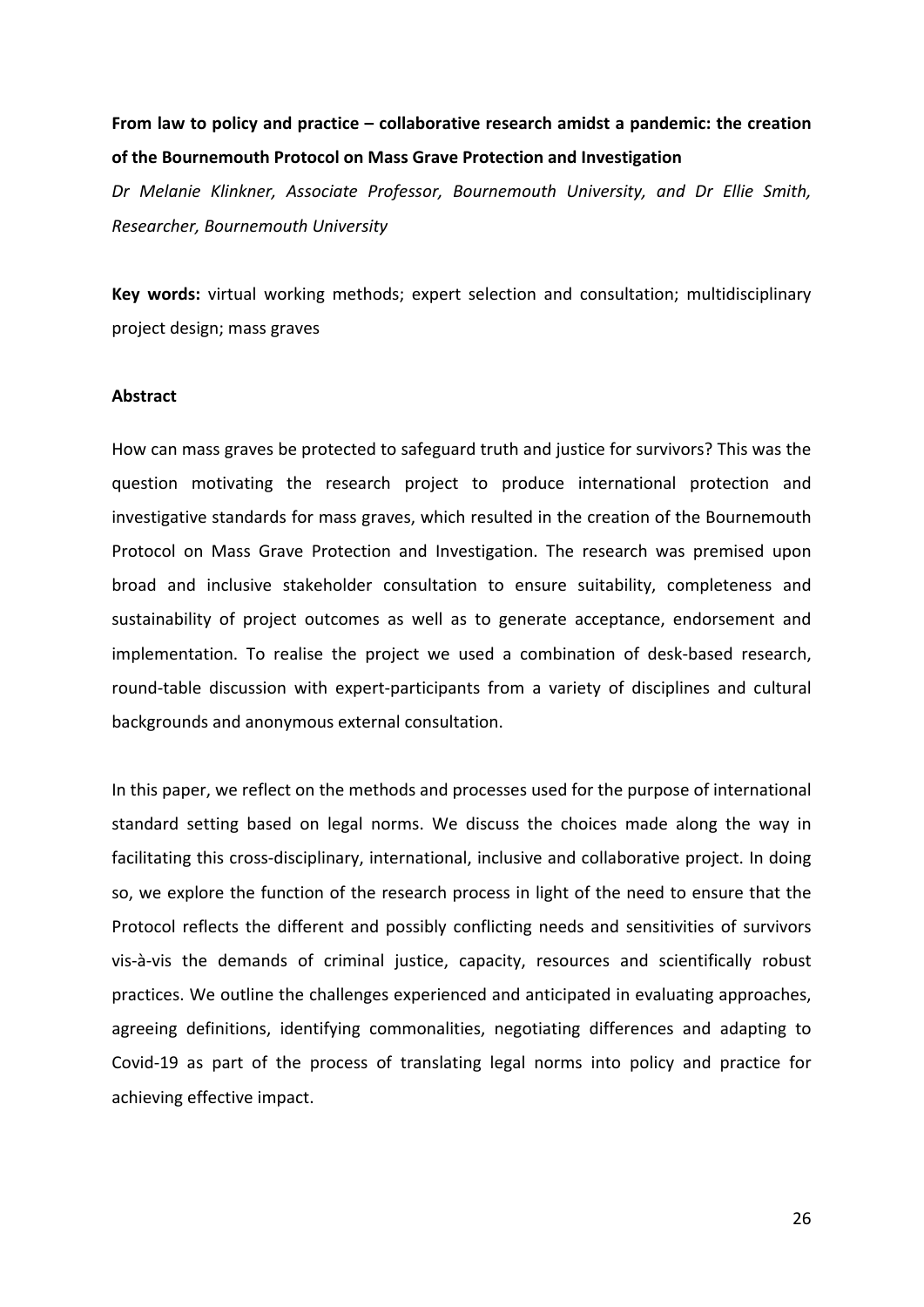**From law to policy and practice – collaborative research amidst a pandemic: the creation of the Bournemouth Protocol on Mass Grave Protection and Investigation**

*Dr Melanie Klinkner, Associate Professor, Bournemouth University, and Dr Ellie Smith, Researcher, Bournemouth University*

**Key words:** virtual working methods; expert selection and consultation; multidisciplinary project design; mass graves

**Abstract**

How can mass graves be protected to safeguard truth and justice for survivors? This was the question motivating the research project to produce international protection and investigative standards for mass graves, which resulted in the creation of the Bournemouth Protocol on Mass Grave Protection and Investigation. The research was premised upon broad and inclusive stakeholder consultation to ensure suitability, completeness and sustainability of project outcomes as well as to generate acceptance, endorsement and implementation. To realise the project we used a combination of desk-based research, round-table discussion with expert-participants from a variety of disciplines and cultural backgrounds and anonymous external consultation.

In this paper, we reflect on the methods and processes used for the purpose of international standard setting based on legal norms. We discuss the choices made along the way in facilitating this cross-disciplinary, international, inclusive and collaborative project. In doing so, we explore the function of the research process in light of the need to ensure that the Protocol reflects the different and possibly conflicting needs and sensitivities of survivors vis-à-vis the demands of criminal justice, capacity, resources and scientifically robust practices. We outline the challenges experienced and anticipated in evaluating approaches, agreeing definitions, identifying commonalities, negotiating differences and adapting to Covid-19 as part of the process of translating legal norms into policy and practice for achieving effective impact.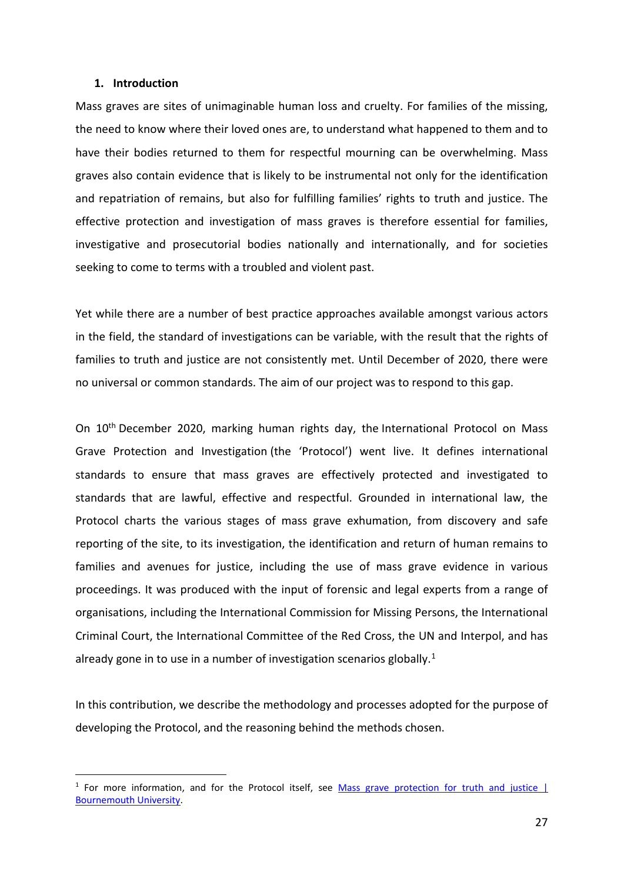## 1. Introduction

Mass graves are sites of unimaginable human loss and cruelty. For families of the missing, the need to know where their loved ones are, to understand what happened to them and to have their bodies returned to them for respectful mourning can be overwhelming. Mass graves also contain evidence that is likely to be instrumental not only for the identification and repatriation of remains, but also for fulfilling families' rights to truth and justice. The effective protection and investigation of mass graves is therefore essential for families, investigative and prosecutorial bodies nationally and internationally, and for societies seeking to come to terms with a troubled and violent past.

Yet while there are a number of best practice approaches available amongst various actors in the field, the standard of investigations can be variable, with the result that the rights of families to truth and justice are not consistently met. Until December of 2020, there were no universal or common standards. The aim of our project was to respond to this gap.

On 10th December 2020, marking human rights day, the International Protocol on Mass Grave Protection and Investigation (the 'Protocol') went live. It defines international standards to ensure that mass graves are effectively protected and investigated to standards that are lawful, effective and respectful. Grounded in international law, the Protocol charts the various stages of mass grave exhumation, from discovery and safe reporting of the site, to its investigation, the identification and return of human remains to families and avenues for justice, including the use of mass grave evidence in various proceedings. It was produced with the input of forensic and legal experts from a range of organisations, including the International Commission for Missing Persons, the International Criminal Court, the International Committee of the Red Cross, the UN and Interpol, and has already gone in to use in a number of investigation scenarios globally.[1]

In this contribution, we describe the methodology and processes adopted for the purpose of developing the Protocol, and the reasoning behind the methods chosen.

---

[1] For more information, and for the Protocol itself, see [Mass grave protection for truth and justice | Bournemouth University](#).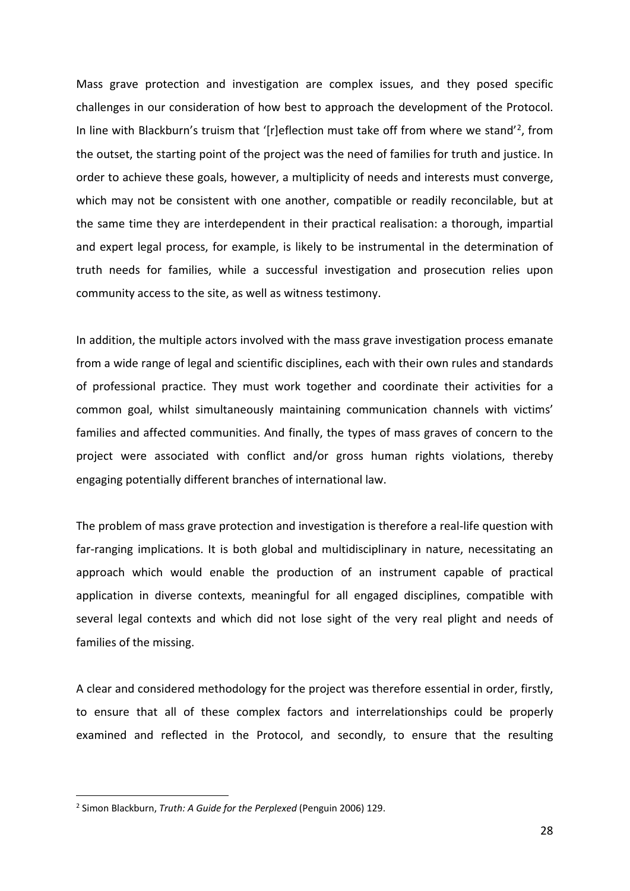Mass grave protection and investigation are complex issues, and they posed specific challenges in our consideration of how best to approach the development of the Protocol. In line with Blackburn's truism that '[r]eflection must take off from where we stand'[2], from the outset, the starting point of the project was the need of families for truth and justice. In order to achieve these goals, however, a multiplicity of needs and interests must converge, which may not be consistent with one another, compatible or readily reconcilable, but at the same time they are interdependent in their practical realisation: a thorough, impartial and expert legal process, for example, is likely to be instrumental in the determination of truth needs for families, while a successful investigation and prosecution relies upon community access to the site, as well as witness testimony.

In addition, the multiple actors involved with the mass grave investigation process emanate from a wide range of legal and scientific disciplines, each with their own rules and standards of professional practice. They must work together and coordinate their activities for a common goal, whilst simultaneously maintaining communication channels with victims' families and affected communities. And finally, the types of mass graves of concern to the project were associated with conflict and/or gross human rights violations, thereby engaging potentially different branches of international law.

The problem of mass grave protection and investigation is therefore a real-life question with far-ranging implications. It is both global and multidisciplinary in nature, necessitating an approach which would enable the production of an instrument capable of practical application in diverse contexts, meaningful for all engaged disciplines, compatible with several legal contexts and which did not lose sight of the very real plight and needs of families of the missing.

A clear and considered methodology for the project was therefore essential in order, firstly, to ensure that all of these complex factors and interrelationships could be properly examined and reflected in the Protocol, and secondly, to ensure that the resulting

[2] Simon Blackburn, *Truth: A Guide for the Perplexed* (Penguin 2006) 129.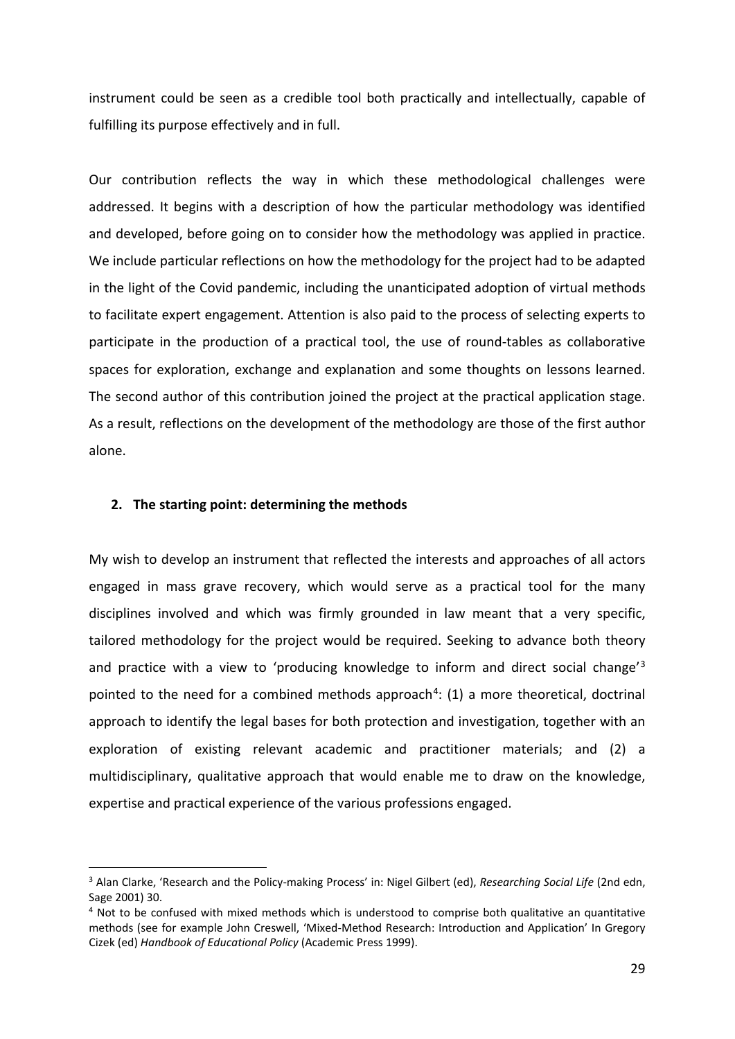instrument could be seen as a credible tool both practically and intellectually, capable of fulfilling its purpose effectively and in full.

Our contribution reflects the way in which these methodological challenges were addressed. It begins with a description of how the particular methodology was identified and developed, before going on to consider how the methodology was applied in practice. We include particular reflections on how the methodology for the project had to be adapted in the light of the Covid pandemic, including the unanticipated adoption of virtual methods to facilitate expert engagement. Attention is also paid to the process of selecting experts to participate in the production of a practical tool, the use of round-tables as collaborative spaces for exploration, exchange and explanation and some thoughts on lessons learned. The second author of this contribution joined the project at the practical application stage. As a result, reflections on the development of the methodology are those of the first author alone.

## 2. The starting point: determining the methods

My wish to develop an instrument that reflected the interests and approaches of all actors engaged in mass grave recovery, which would serve as a practical tool for the many disciplines involved and which was firmly grounded in law meant that a very specific, tailored methodology for the project would be required. Seeking to advance both theory and practice with a view to 'producing knowledge to inform and direct social change'[3] pointed to the need for a combined methods approach[4]: (1) a more theoretical, doctrinal approach to identify the legal bases for both protection and investigation, together with an exploration of existing relevant academic and practitioner materials; and (2) a multidisciplinary, qualitative approach that would enable me to draw on the knowledge, expertise and practical experience of the various professions engaged.

---

[3] Alan Clarke, 'Research and the Policy-making Process' in: Nigel Gilbert (ed), *Researching Social Life* (2nd edn, Sage 2001) 30.

[4] Not to be confused with mixed methods which is understood to comprise both qualitative an quantitative methods (see for example John Creswell, 'Mixed-Method Research: Introduction and Application' In Gregory Cizek (ed) *Handbook of Educational Policy* (Academic Press 1999).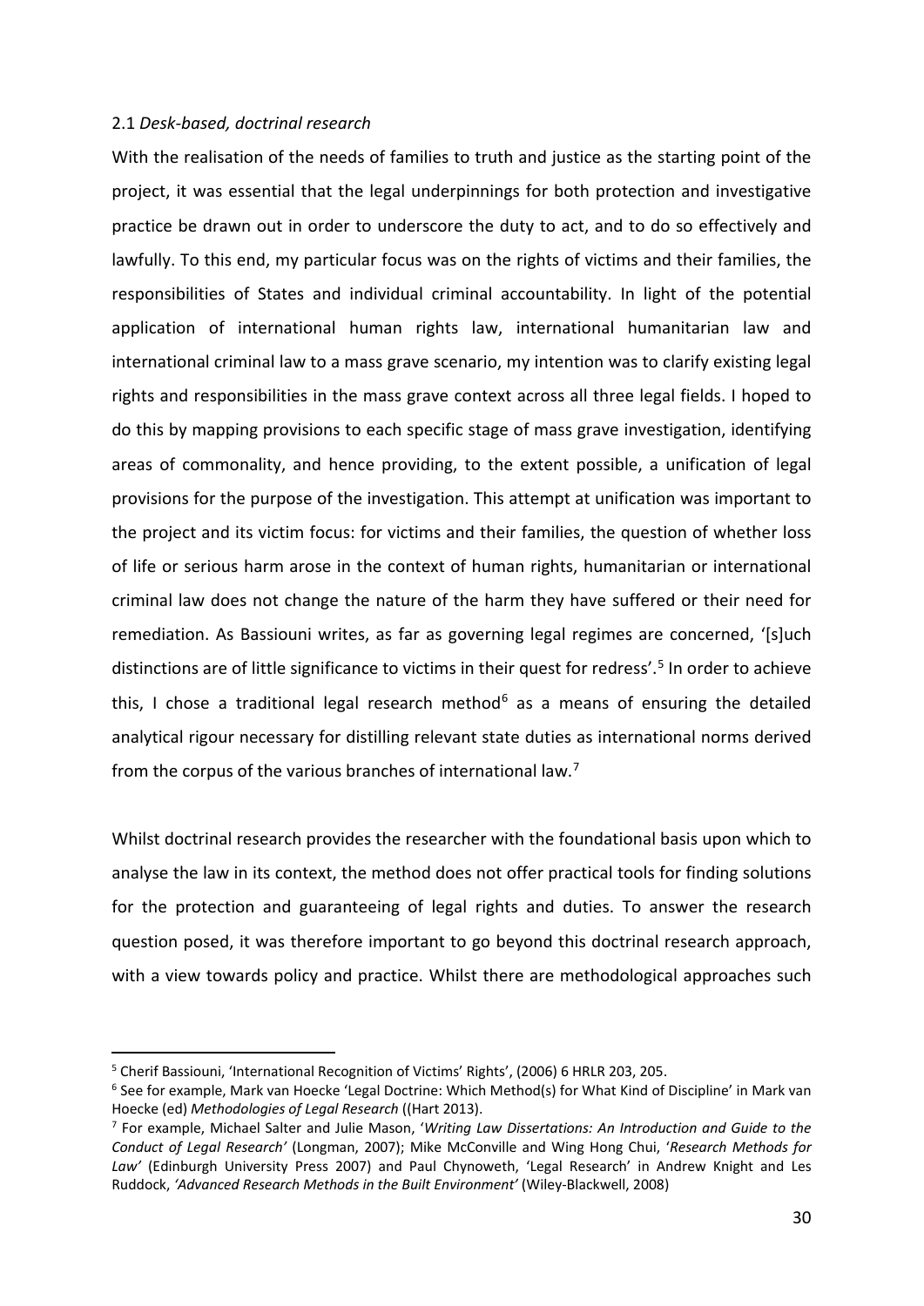### 2.1 *Desk-based, doctrinal research*

With the realisation of the needs of families to truth and justice as the starting point of the project, it was essential that the legal underpinnings for both protection and investigative practice be drawn out in order to underscore the duty to act, and to do so effectively and lawfully. To this end, my particular focus was on the rights of victims and their families, the responsibilities of States and individual criminal accountability. In light of the potential application of international human rights law, international humanitarian law and international criminal law to a mass grave scenario, my intention was to clarify existing legal rights and responsibilities in the mass grave context across all three legal fields. I hoped to do this by mapping provisions to each specific stage of mass grave investigation, identifying areas of commonality, and hence providing, to the extent possible, a unification of legal provisions for the purpose of the investigation. This attempt at unification was important to the project and its victim focus: for victims and their families, the question of whether loss of life or serious harm arose in the context of human rights, humanitarian or international criminal law does not change the nature of the harm they have suffered or their need for remediation. As Bassiouni writes, as far as governing legal regimes are concerned, '[s]uch distinctions are of little significance to victims in their quest for redress'.[5] In order to achieve this, I chose a traditional legal research method[6] as a means of ensuring the detailed analytical rigour necessary for distilling relevant state duties as international norms derived from the corpus of the various branches of international law.[7]

Whilst doctrinal research provides the researcher with the foundational basis upon which to analyse the law in its context, the method does not offer practical tools for finding solutions for the protection and guaranteeing of legal rights and duties. To answer the research question posed, it was therefore important to go beyond this doctrinal research approach, with a view towards policy and practice. Whilst there are methodological approaches such

---

[5] Cherif Bassiouni, 'International Recognition of Victims' Rights', (2006) 6 HRLR 203, 205.

[6] See for example, Mark van Hoecke 'Legal Doctrine: Which Method(s) for What Kind of Discipline' in Mark van Hoecke (ed) *Methodologies of Legal Research* ((Hart 2013).

[7] For example, Michael Salter and Julie Mason, '*Writing Law Dissertations: An Introduction and Guide to the Conduct of Legal Research'* (Longman, 2007); Mike McConville and Wing Hong Chui, '*Research Methods for Law'* (Edinburgh University Press 2007) and Paul Chynoweth, 'Legal Research' in Andrew Knight and Les Ruddock, *'Advanced Research Methods in the Built Environment'* (Wiley-Blackwell, 2008)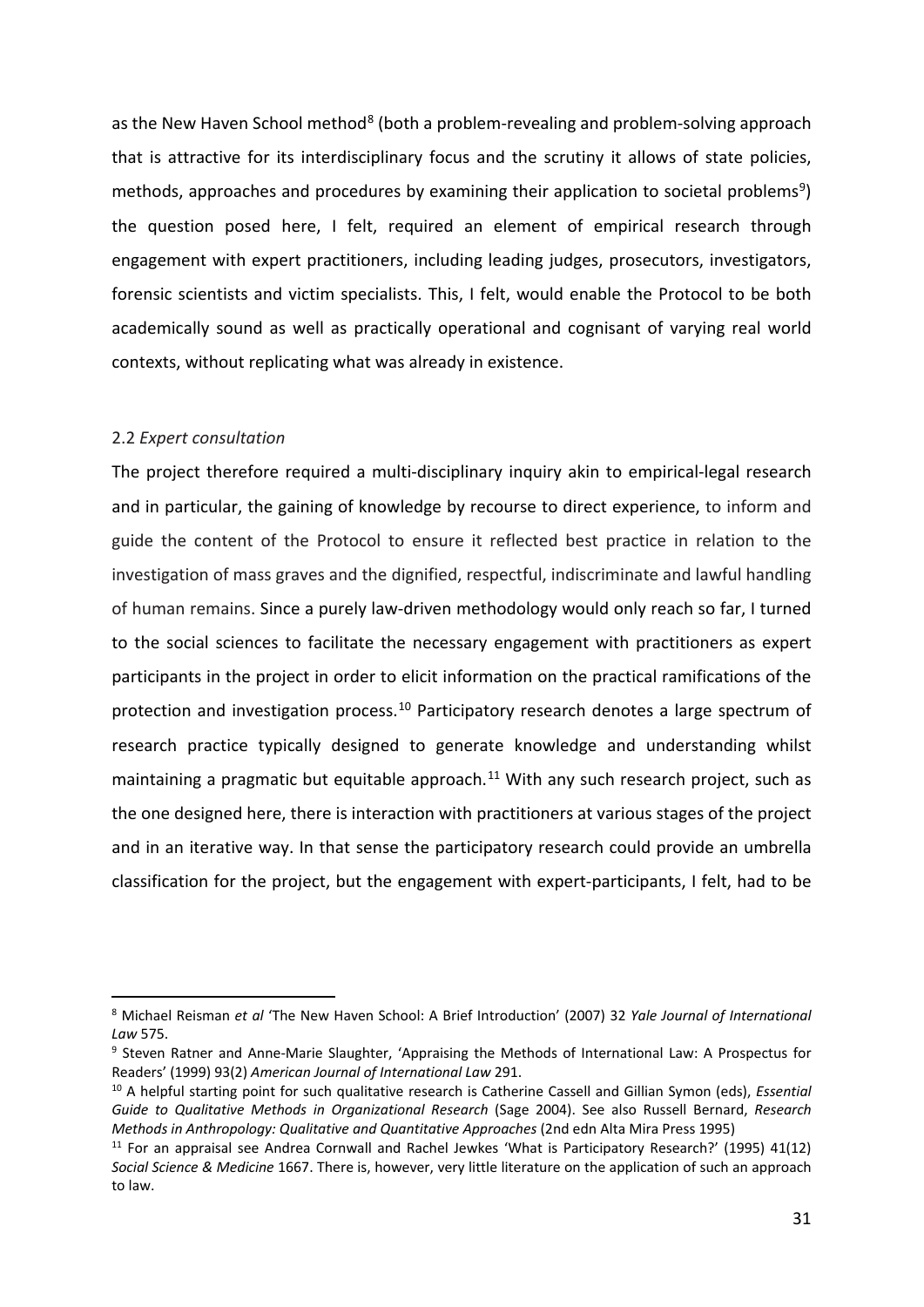as the New Haven School method[8] (both a problem-revealing and problem-solving approach that is attractive for its interdisciplinary focus and the scrutiny it allows of state policies, methods, approaches and procedures by examining their application to societal problems[9]) the question posed here, I felt, required an element of empirical research through engagement with expert practitioners, including leading judges, prosecutors, investigators, forensic scientists and victim specialists. This, I felt, would enable the Protocol to be both academically sound as well as practically operational and cognisant of varying real world contexts, without replicating what was already in existence.

### 2.2 *Expert consultation*

The project therefore required a multi-disciplinary inquiry akin to empirical-legal research and in particular, the gaining of knowledge by recourse to direct experience, to inform and guide the content of the Protocol to ensure it reflected best practice in relation to the investigation of mass graves and the dignified, respectful, indiscriminate and lawful handling of human remains. Since a purely law-driven methodology would only reach so far, I turned to the social sciences to facilitate the necessary engagement with practitioners as expert participants in the project in order to elicit information on the practical ramifications of the protection and investigation process.[10] Participatory research denotes a large spectrum of research practice typically designed to generate knowledge and understanding whilst maintaining a pragmatic but equitable approach.[11] With any such research project, such as the one designed here, there is interaction with practitioners at various stages of the project and in an iterative way. In that sense the participatory research could provide an umbrella classification for the project, but the engagement with expert-participants, I felt, had to be

---

[8] Michael Reisman *et al* 'The New Haven School: A Brief Introduction' (2007) 32 *Yale Journal of International Law* 575.

[9] Steven Ratner and Anne-Marie Slaughter, 'Appraising the Methods of International Law: A Prospectus for Readers' (1999) 93(2) *American Journal of International Law* 291.

[10] A helpful starting point for such qualitative research is Catherine Cassell and Gillian Symon (eds), *Essential Guide to Qualitative Methods in Organizational Research* (Sage 2004). See also Russell Bernard, *Research Methods in Anthropology: Qualitative and Quantitative Approaches* (2nd edn Alta Mira Press 1995)

[11] For an appraisal see Andrea Cornwall and Rachel Jewkes 'What is Participatory Research?' (1995) 41(12) *Social Science & Medicine* 1667. There is, however, very little literature on the application of such an approach to law.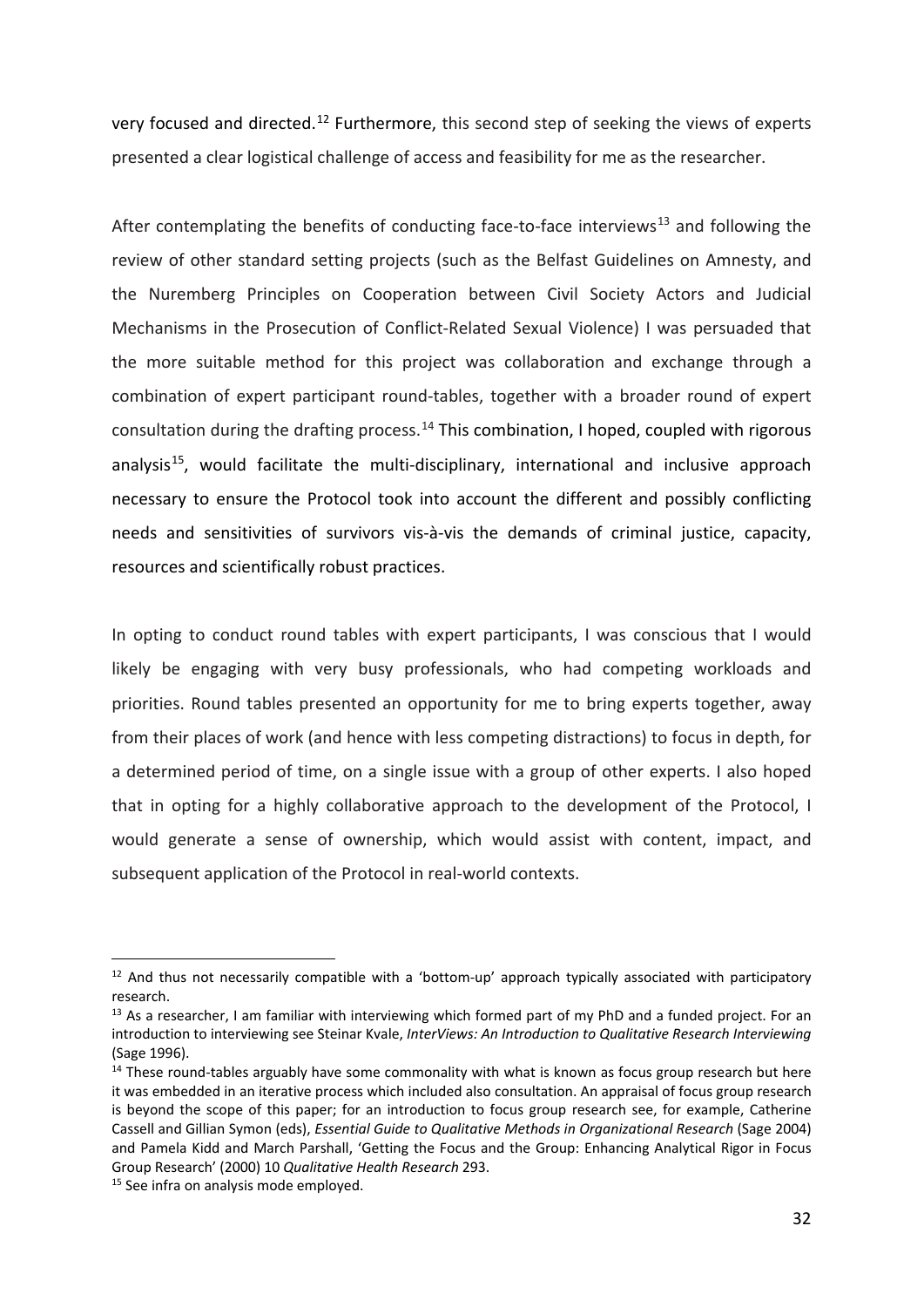very focused and directed.[12] Furthermore, this second step of seeking the views of experts presented a clear logistical challenge of access and feasibility for me as the researcher.

After contemplating the benefits of conducting face-to-face interviews[13] and following the review of other standard setting projects (such as the Belfast Guidelines on Amnesty, and the Nuremberg Principles on Cooperation between Civil Society Actors and Judicial Mechanisms in the Prosecution of Conflict-Related Sexual Violence) I was persuaded that the more suitable method for this project was collaboration and exchange through a combination of expert participant round-tables, together with a broader round of expert consultation during the drafting process.[14] This combination, I hoped, coupled with rigorous analysis[15], would facilitate the multi-disciplinary, international and inclusive approach necessary to ensure the Protocol took into account the different and possibly conflicting needs and sensitivities of survivors vis-à-vis the demands of criminal justice, capacity, resources and scientifically robust practices.

In opting to conduct round tables with expert participants, I was conscious that I would likely be engaging with very busy professionals, who had competing workloads and priorities. Round tables presented an opportunity for me to bring experts together, away from their places of work (and hence with less competing distractions) to focus in depth, for a determined period of time, on a single issue with a group of other experts. I also hoped that in opting for a highly collaborative approach to the development of the Protocol, I would generate a sense of ownership, which would assist with content, impact, and subsequent application of the Protocol in real-world contexts.

---

[12] And thus not necessarily compatible with a 'bottom-up' approach typically associated with participatory research.

[13] As a researcher, I am familiar with interviewing which formed part of my PhD and a funded project. For an introduction to interviewing see Steinar Kvale, *InterViews: An Introduction to Qualitative Research Interviewing* (Sage 1996).

[14] These round-tables arguably have some commonality with what is known as focus group research but here it was embedded in an iterative process which included also consultation. An appraisal of focus group research is beyond the scope of this paper; for an introduction to focus group research see, for example, Catherine Cassell and Gillian Symon (eds), *Essential Guide to Qualitative Methods in Organizational Research* (Sage 2004) and Pamela Kidd and March Parshall, 'Getting the Focus and the Group: Enhancing Analytical Rigor in Focus Group Research' (2000) 10 *Qualitative Health Research* 293.

[15] See infra on analysis mode employed.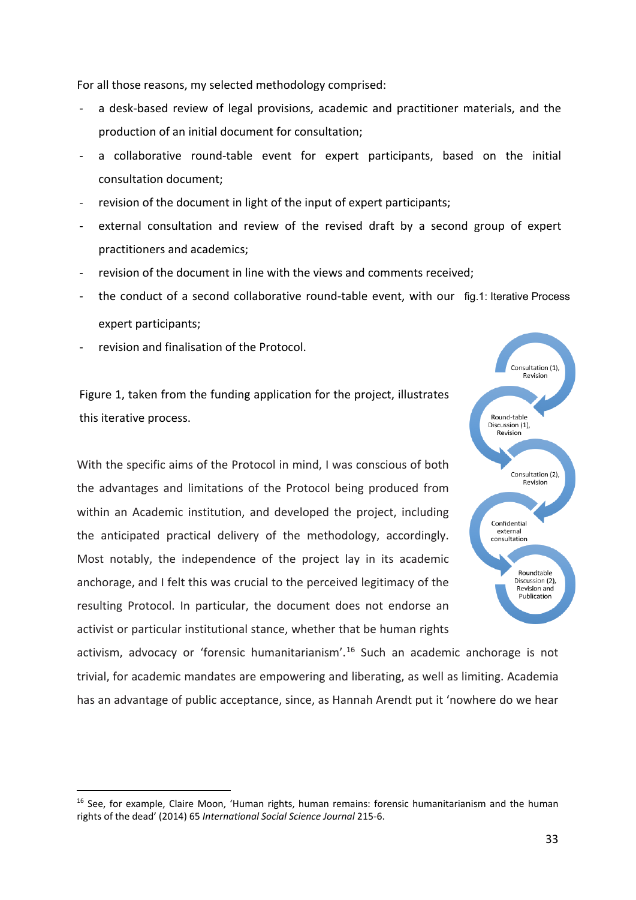For all those reasons, my selected methodology comprised:

- a desk-based review of legal provisions, academic and practitioner materials, and the production of an initial document for consultation;
- a collaborative round-table event for expert participants, based on the initial consultation document;
- revision of the document in light of the input of expert participants;
- external consultation and review of the revised draft by a second group of expert practitioners and academics;
- revision of the document in line with the views and comments received;
- the conduct of a second collaborative round-table event, with our expert participants;
- revision and finalisation of the Protocol.

fig.1: Iterative Process

Consultation (1), Revision

Round-table Discussion (1), Revision

Consultation (2), Revision

Confidential external consultation

Roundtable Discussion (2), Revision and Publication

Figure 1, taken from the funding application for the project, illustrates this iterative process.

With the specific aims of the Protocol in mind, I was conscious of both the advantages and limitations of the Protocol being produced from within an Academic institution, and developed the project, including the anticipated practical delivery of the methodology, accordingly. Most notably, the independence of the project lay in its academic anchorage, and I felt this was crucial to the perceived legitimacy of the resulting Protocol. In particular, the document does not endorse an activist or particular institutional stance, whether that be human rights activism, advocacy or 'forensic humanitarianism'.[16] Such an academic anchorage is not trivial, for academic mandates are empowering and liberating, as well as limiting. Academia has an advantage of public acceptance, since, as Hannah Arendt put it 'nowhere do we hear

[16] See, for example, Claire Moon, 'Human rights, human remains: forensic humanitarianism and the human rights of the dead' (2014) 65 *International Social Science Journal* 215-6.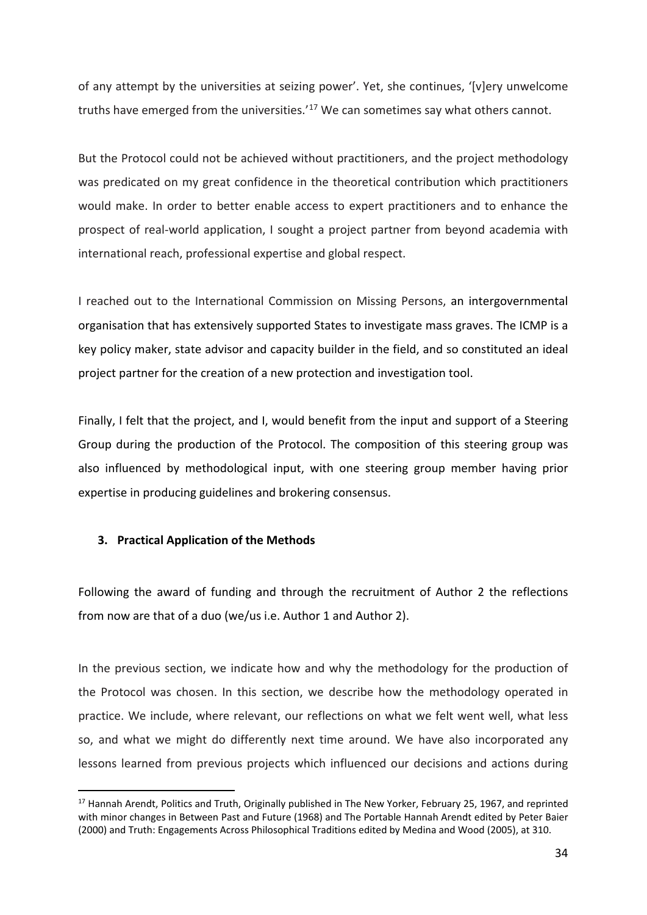of any attempt by the universities at seizing power'. Yet, she continues, '[v]ery unwelcome truths have emerged from the universities.'[17] We can sometimes say what others cannot.

But the Protocol could not be achieved without practitioners, and the project methodology was predicated on my great confidence in the theoretical contribution which practitioners would make. In order to better enable access to expert practitioners and to enhance the prospect of real-world application, I sought a project partner from beyond academia with international reach, professional expertise and global respect.

I reached out to the International Commission on Missing Persons, an intergovernmental organisation that has extensively supported States to investigate mass graves. The ICMP is a key policy maker, state advisor and capacity builder in the field, and so constituted an ideal project partner for the creation of a new protection and investigation tool.

Finally, I felt that the project, and I, would benefit from the input and support of a Steering Group during the production of the Protocol. The composition of this steering group was also influenced by methodological input, with one steering group member having prior expertise in producing guidelines and brokering consensus.

### 3. Practical Application of the Methods

Following the award of funding and through the recruitment of Author 2 the reflections from now are that of a duo (we/us i.e. Author 1 and Author 2).

In the previous section, we indicate how and why the methodology for the production of the Protocol was chosen. In this section, we describe how the methodology operated in practice. We include, where relevant, our reflections on what we felt went well, what less so, and what we might do differently next time around. We have also incorporated any lessons learned from previous projects which influenced our decisions and actions during

[17] Hannah Arendt, Politics and Truth, Originally published in The New Yorker, February 25, 1967, and reprinted with minor changes in Between Past and Future (1968) and The Portable Hannah Arendt edited by Peter Baier (2000) and Truth: Engagements Across Philosophical Traditions edited by Medina and Wood (2005), at 310.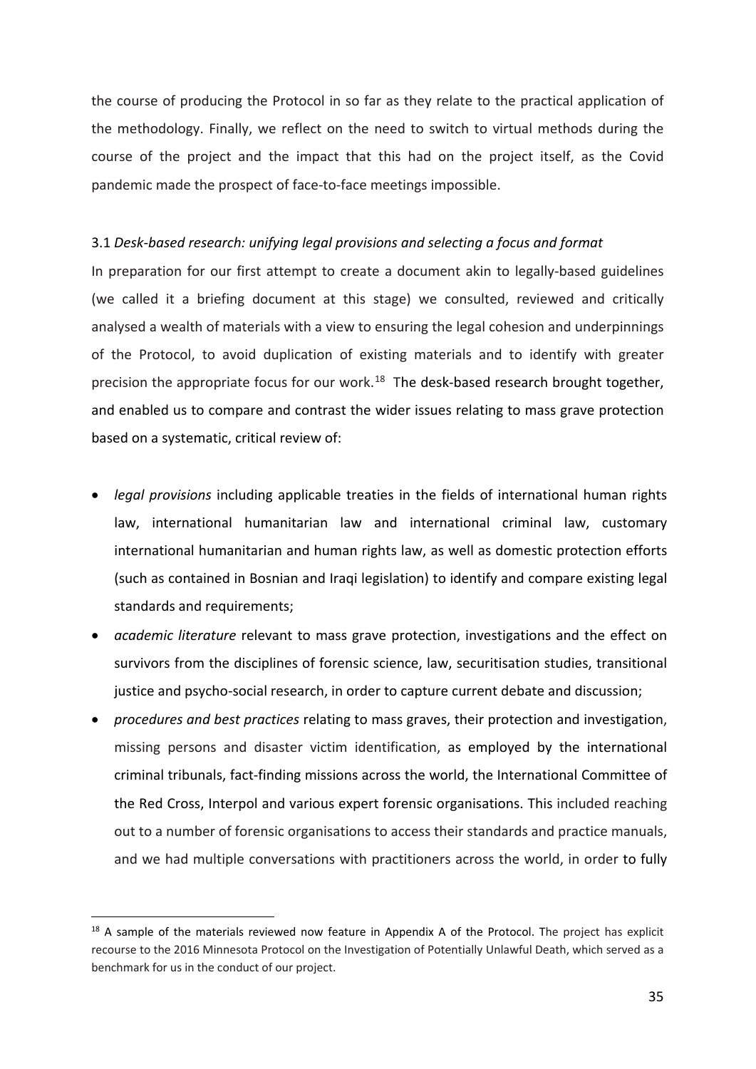the course of producing the Protocol in so far as they relate to the practical application of the methodology. Finally, we reflect on the need to switch to virtual methods during the course of the project and the impact that this had on the project itself, as the Covid pandemic made the prospect of face-to-face meetings impossible.

### 3.1 *Desk-based research: unifying legal provisions and selecting a focus and format*

In preparation for our first attempt to create a document akin to legally-based guidelines (we called it a briefing document at this stage) we consulted, reviewed and critically analysed a wealth of materials with a view to ensuring the legal cohesion and underpinnings of the Protocol, to avoid duplication of existing materials and to identify with greater precision the appropriate focus for our work.[18] The desk-based research brought together, and enabled us to compare and contrast the wider issues relating to mass grave protection based on a systematic, critical review of:

- *legal provisions* including applicable treaties in the fields of international human rights law, international humanitarian law and international criminal law, customary international humanitarian and human rights law, as well as domestic protection efforts (such as contained in Bosnian and Iraqi legislation) to identify and compare existing legal standards and requirements;
- *academic literature* relevant to mass grave protection, investigations and the effect on survivors from the disciplines of forensic science, law, securitisation studies, transitional justice and psycho-social research, in order to capture current debate and discussion;
- *procedures and best practices* relating to mass graves, their protection and investigation, missing persons and disaster victim identification, as employed by the international criminal tribunals, fact-finding missions across the world, the International Committee of the Red Cross, Interpol and various expert forensic organisations. This included reaching out to a number of forensic organisations to access their standards and practice manuals, and we had multiple conversations with practitioners across the world, in order to fully

[18] A sample of the materials reviewed now feature in Appendix A of the Protocol. The project has explicit recourse to the 2016 Minnesota Protocol on the Investigation of Potentially Unlawful Death, which served as a benchmark for us in the conduct of our project.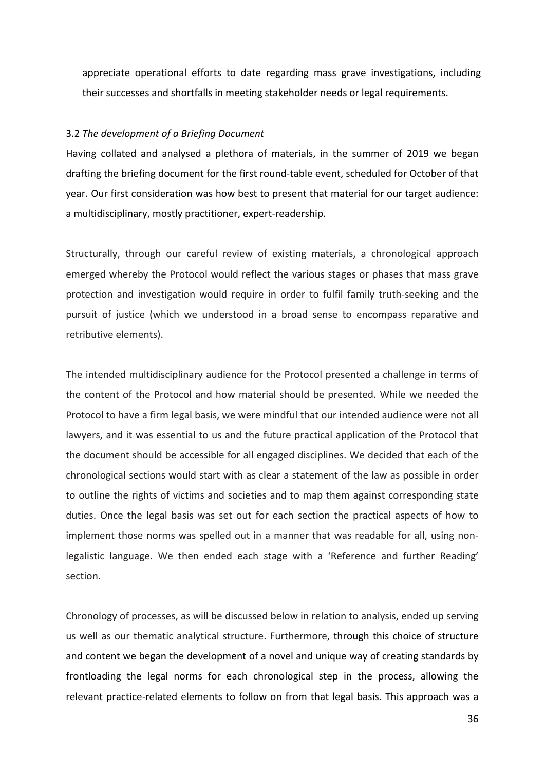appreciate operational efforts to date regarding mass grave investigations, including their successes and shortfalls in meeting stakeholder needs or legal requirements.

### 3.2 *The development of a Briefing Document*

Having collated and analysed a plethora of materials, in the summer of 2019 we began drafting the briefing document for the first round-table event, scheduled for October of that year. Our first consideration was how best to present that material for our target audience: a multidisciplinary, mostly practitioner, expert-readership.

Structurally, through our careful review of existing materials, a chronological approach emerged whereby the Protocol would reflect the various stages or phases that mass grave protection and investigation would require in order to fulfil family truth-seeking and the pursuit of justice (which we understood in a broad sense to encompass reparative and retributive elements).

The intended multidisciplinary audience for the Protocol presented a challenge in terms of the content of the Protocol and how material should be presented. While we needed the Protocol to have a firm legal basis, we were mindful that our intended audience were not all lawyers, and it was essential to us and the future practical application of the Protocol that the document should be accessible for all engaged disciplines. We decided that each of the chronological sections would start with as clear a statement of the law as possible in order to outline the rights of victims and societies and to map them against corresponding state duties. Once the legal basis was set out for each section the practical aspects of how to implement those norms was spelled out in a manner that was readable for all, using non-legalistic language. We then ended each stage with a 'Reference and further Reading' section.

Chronology of processes, as will be discussed below in relation to analysis, ended up serving us well as our thematic analytical structure. Furthermore, through this choice of structure and content we began the development of a novel and unique way of creating standards by frontloading the legal norms for each chronological step in the process, allowing the relevant practice-related elements to follow on from that legal basis. This approach was a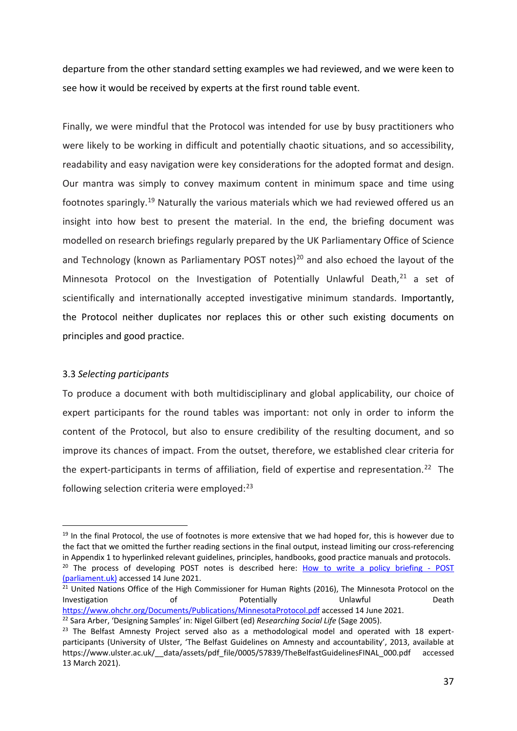departure from the other standard setting examples we had reviewed, and we were keen to see how it would be received by experts at the first round table event.

Finally, we were mindful that the Protocol was intended for use by busy practitioners who were likely to be working in difficult and potentially chaotic situations, and so accessibility, readability and easy navigation were key considerations for the adopted format and design. Our mantra was simply to convey maximum content in minimum space and time using footnotes sparingly.[19] Naturally the various materials which we had reviewed offered us an insight into how best to present the material. In the end, the briefing document was modelled on research briefings regularly prepared by the UK Parliamentary Office of Science and Technology (known as Parliamentary POST notes)[20] and also echoed the layout of the Minnesota Protocol on the Investigation of Potentially Unlawful Death,[21] a set of scientifically and internationally accepted investigative minimum standards. Importantly, the Protocol neither duplicates nor replaces this or other such existing documents on principles and good practice.

3.3 *Selecting participants*

To produce a document with both multidisciplinary and global applicability, our choice of expert participants for the round tables was important: not only in order to inform the content of the Protocol, but also to ensure credibility of the resulting document, and so improve its chances of impact. From the outset, therefore, we established clear criteria for the expert-participants in terms of affiliation, field of expertise and representation.[22] The following selection criteria were employed:[23]

---

[19] In the final Protocol, the use of footnotes is more extensive that we had hoped for, this is however due to the fact that we omitted the further reading sections in the final output, instead limiting our cross-referencing in Appendix 1 to hyperlinked relevant guidelines, principles, handbooks, good practice manuals and protocols.

[20] The process of developing POST notes is described here: [How to write a policy briefing - POST (parliament.uk)](parliament.uk) accessed 14 June 2021.

[21] United Nations Office of the High Commissioner for Human Rights (2016), The Minnesota Protocol on the Investigation of Potentially Unlawful Death https://www.ohchr.org/Documents/Publications/MinnesotaProtocol.pdf accessed 14 June 2021.

[22] Sara Arber, 'Designing Samples' in: Nigel Gilbert (ed) *Researching Social Life* (Sage 2005).

[23] The Belfast Amnesty Project served also as a methodological model and operated with 18 expert-participants (University of Ulster, 'The Belfast Guidelines on Amnesty and accountability', 2013, available at https://www.ulster.ac.uk/__data/assets/pdf_file/0005/57839/TheBelfastGuidelinesFINAL_000.pdf accessed 13 March 2021).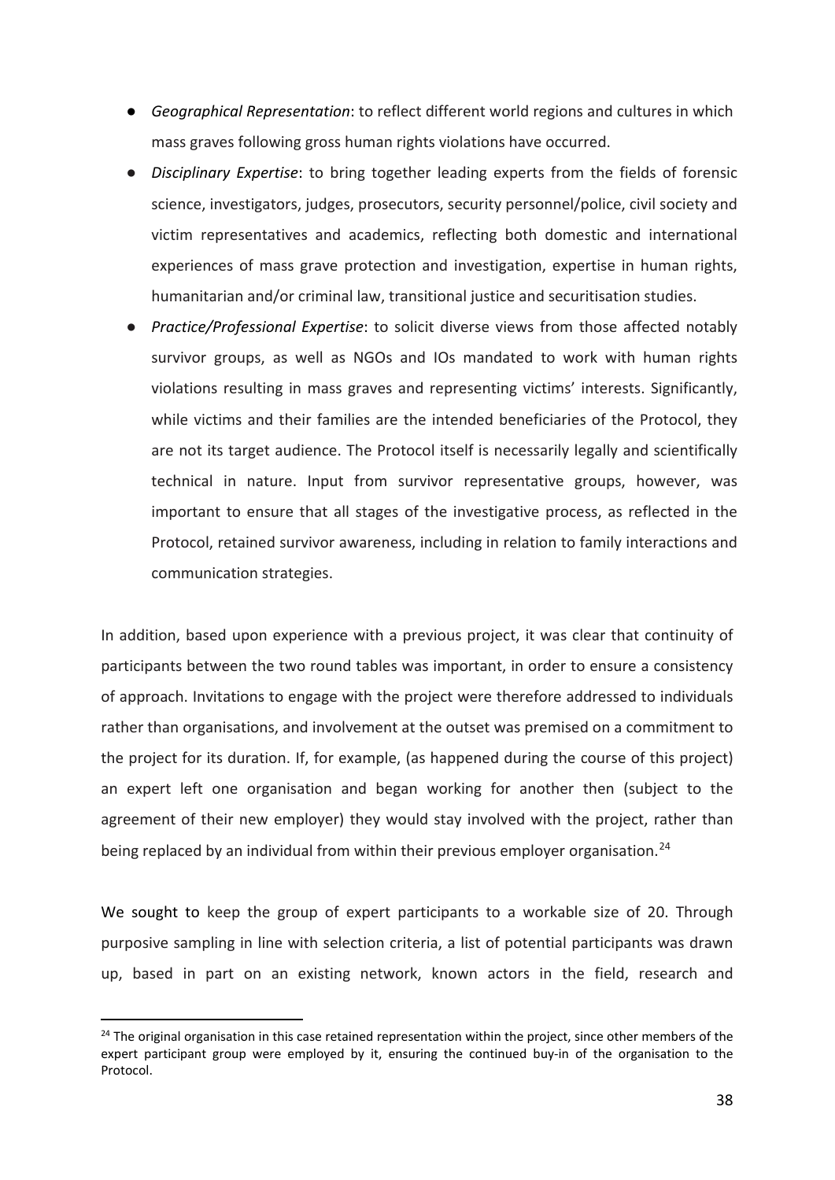- *Geographical Representation*: to reflect different world regions and cultures in which mass graves following gross human rights violations have occurred.
- *Disciplinary Expertise*: to bring together leading experts from the fields of forensic science, investigators, judges, prosecutors, security personnel/police, civil society and victim representatives and academics, reflecting both domestic and international experiences of mass grave protection and investigation, expertise in human rights, humanitarian and/or criminal law, transitional justice and securitisation studies.
- *Practice/Professional Expertise*: to solicit diverse views from those affected notably survivor groups, as well as NGOs and IOs mandated to work with human rights violations resulting in mass graves and representing victims' interests. Significantly, while victims and their families are the intended beneficiaries of the Protocol, they are not its target audience. The Protocol itself is necessarily legally and scientifically technical in nature. Input from survivor representative groups, however, was important to ensure that all stages of the investigative process, as reflected in the Protocol, retained survivor awareness, including in relation to family interactions and communication strategies.

In addition, based upon experience with a previous project, it was clear that continuity of participants between the two round tables was important, in order to ensure a consistency of approach. Invitations to engage with the project were therefore addressed to individuals rather than organisations, and involvement at the outset was premised on a commitment to the project for its duration. If, for example, (as happened during the course of this project) an expert left one organisation and began working for another then (subject to the agreement of their new employer) they would stay involved with the project, rather than being replaced by an individual from within their previous employer organisation.[24]

We sought to keep the group of expert participants to a workable size of 20. Through purposive sampling in line with selection criteria, a list of potential participants was drawn up, based in part on an existing network, known actors in the field, research and

[24] The original organisation in this case retained representation within the project, since other members of the expert participant group were employed by it, ensuring the continued buy-in of the organisation to the Protocol.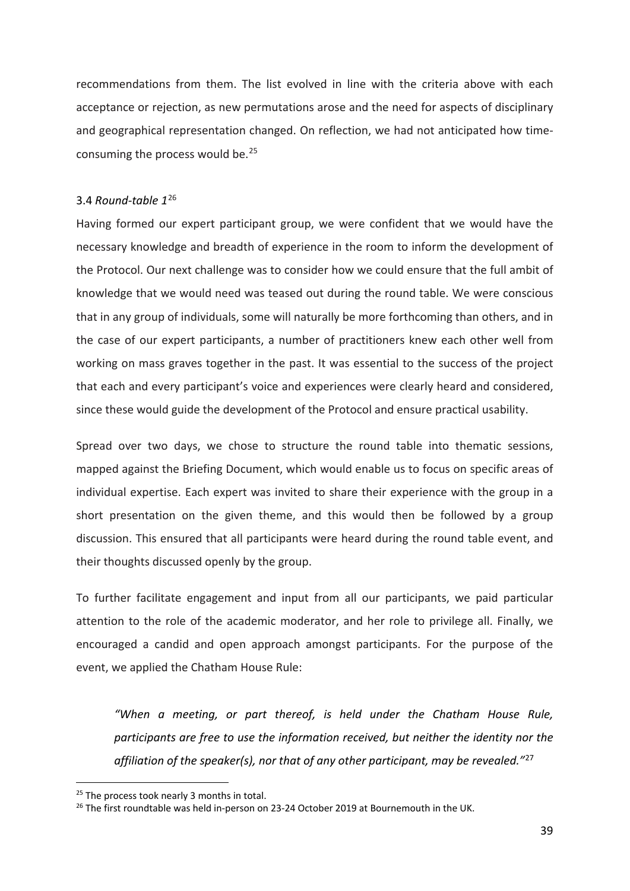recommendations from them. The list evolved in line with the criteria above with each acceptance or rejection, as new permutations arose and the need for aspects of disciplinary and geographical representation changed. On reflection, we had not anticipated how time-consuming the process would be.[25]

### 3.4 *Round-table 1*[26]

Having formed our expert participant group, we were confident that we would have the necessary knowledge and breadth of experience in the room to inform the development of the Protocol. Our next challenge was to consider how we could ensure that the full ambit of knowledge that we would need was teased out during the round table. We were conscious that in any group of individuals, some will naturally be more forthcoming than others, and in the case of our expert participants, a number of practitioners knew each other well from working on mass graves together in the past. It was essential to the success of the project that each and every participant's voice and experiences were clearly heard and considered, since these would guide the development of the Protocol and ensure practical usability.

Spread over two days, we chose to structure the round table into thematic sessions, mapped against the Briefing Document, which would enable us to focus on specific areas of individual expertise. Each expert was invited to share their experience with the group in a short presentation on the given theme, and this would then be followed by a group discussion. This ensured that all participants were heard during the round table event, and their thoughts discussed openly by the group.

To further facilitate engagement and input from all our participants, we paid particular attention to the role of the academic moderator, and her role to privilege all. Finally, we encouraged a candid and open approach amongst participants. For the purpose of the event, we applied the Chatham House Rule:

> *"When a meeting, or part thereof, is held under the Chatham House Rule, participants are free to use the information received, but neither the identity nor the affiliation of the speaker(s), nor that of any other participant, may be revealed."*[27]

---

[25] The process took nearly 3 months in total.

[26] The first roundtable was held in-person on 23-24 October 2019 at Bournemouth in the UK.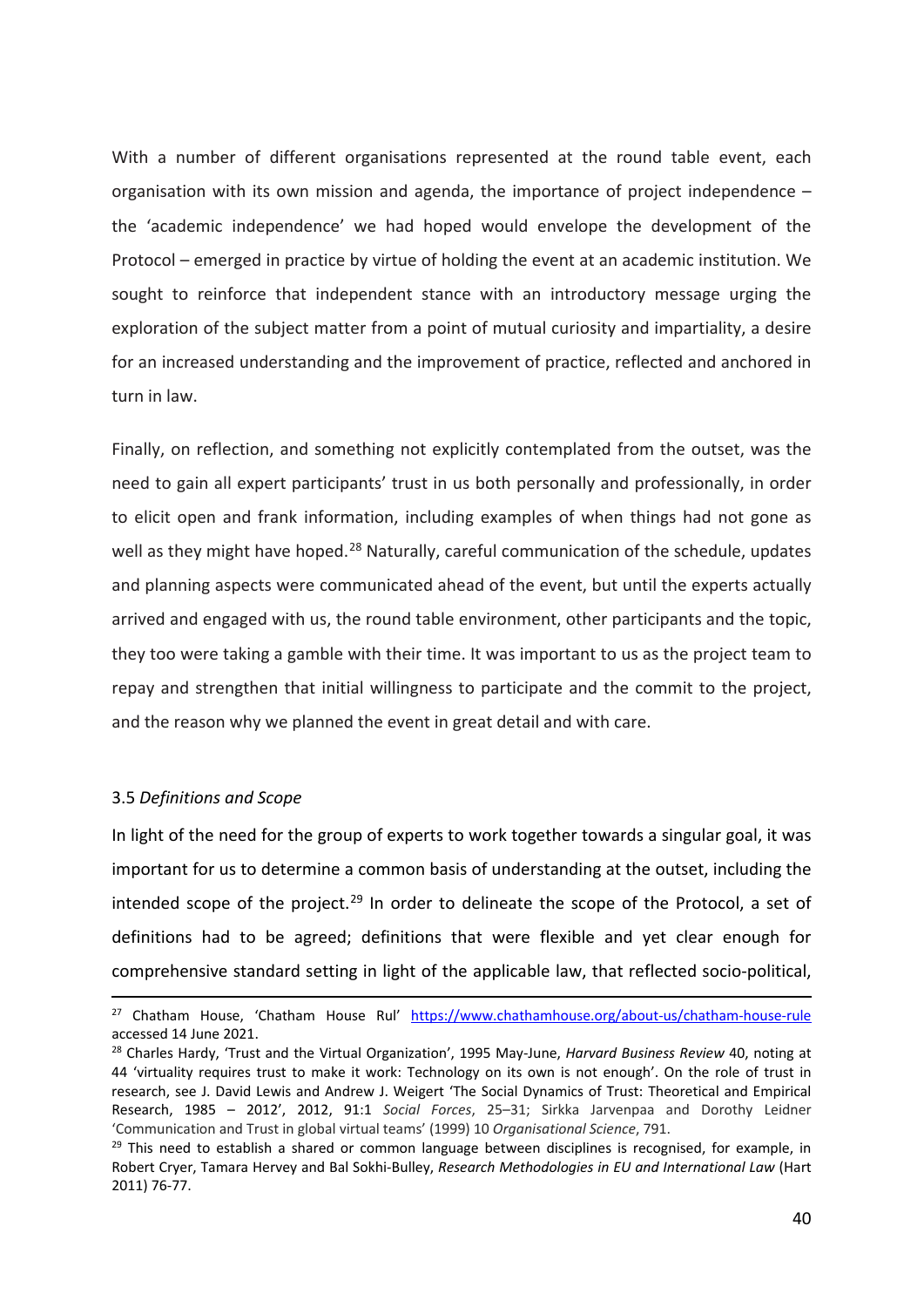With a number of different organisations represented at the round table event, each organisation with its own mission and agenda, the importance of project independence – the 'academic independence' we had hoped would envelope the development of the Protocol – emerged in practice by virtue of holding the event at an academic institution. We sought to reinforce that independent stance with an introductory message urging the exploration of the subject matter from a point of mutual curiosity and impartiality, a desire for an increased understanding and the improvement of practice, reflected and anchored in turn in law.

Finally, on reflection, and something not explicitly contemplated from the outset, was the need to gain all expert participants' trust in us both personally and professionally, in order to elicit open and frank information, including examples of when things had not gone as well as they might have hoped.[28] Naturally, careful communication of the schedule, updates and planning aspects were communicated ahead of the event, but until the experts actually arrived and engaged with us, the round table environment, other participants and the topic, they too were taking a gamble with their time. It was important to us as the project team to repay and strengthen that initial willingness to participate and the commit to the project, and the reason why we planned the event in great detail and with care.

### 3.5 *Definitions and Scope*

In light of the need for the group of experts to work together towards a singular goal, it was important for us to determine a common basis of understanding at the outset, including the intended scope of the project.[29] In order to delineate the scope of the Protocol, a set of definitions had to be agreed; definitions that were flexible and yet clear enough for comprehensive standard setting in light of the applicable law, that reflected socio-political,

---

[27] Chatham House, 'Chatham House Rul' https://www.chathamhouse.org/about-us/chatham-house-rule accessed 14 June 2021.

[28] Charles Hardy, 'Trust and the Virtual Organization', 1995 May-June, *Harvard Business Review* 40, noting at 44 'virtuality requires trust to make it work: Technology on its own is not enough'. On the role of trust in research, see J. David Lewis and Andrew J. Weigert 'The Social Dynamics of Trust: Theoretical and Empirical Research, 1985 – 2012', 2012, 91:1 *Social Forces*, 25–31; Sirkka Jarvenpaa and Dorothy Leidner 'Communication and Trust in global virtual teams' (1999) 10 *Organisational Science*, 791.

[29] This need to establish a shared or common language between disciplines is recognised, for example, in Robert Cryer, Tamara Hervey and Bal Sokhi-Bulley, *Research Methodologies in EU and International Law* (Hart 2011) 76-77.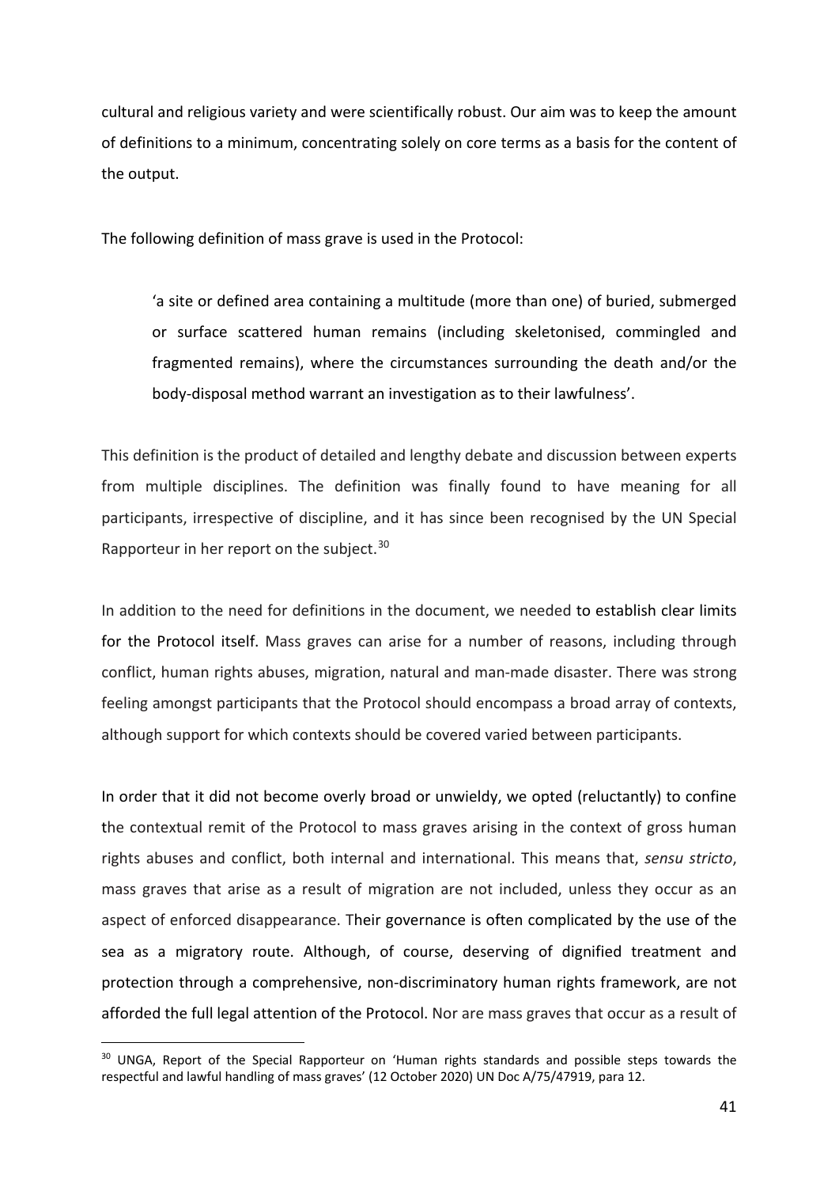cultural and religious variety and were scientifically robust. Our aim was to keep the amount of definitions to a minimum, concentrating solely on core terms as a basis for the content of the output.

The following definition of mass grave is used in the Protocol:

> 'a site or defined area containing a multitude (more than one) of buried, submerged or surface scattered human remains (including skeletonised, commingled and fragmented remains), where the circumstances surrounding the death and/or the body-disposal method warrant an investigation as to their lawfulness'.

This definition is the product of detailed and lengthy debate and discussion between experts from multiple disciplines. The definition was finally found to have meaning for all participants, irrespective of discipline, and it has since been recognised by the UN Special Rapporteur in her report on the subject.[30]

In addition to the need for definitions in the document, we needed to establish clear limits for the Protocol itself. Mass graves can arise for a number of reasons, including through conflict, human rights abuses, migration, natural and man-made disaster. There was strong feeling amongst participants that the Protocol should encompass a broad array of contexts, although support for which contexts should be covered varied between participants.

In order that it did not become overly broad or unwieldy, we opted (reluctantly) to confine the contextual remit of the Protocol to mass graves arising in the context of gross human rights abuses and conflict, both internal and international. This means that, *sensu stricto*, mass graves that arise as a result of migration are not included, unless they occur as an aspect of enforced disappearance. Their governance is often complicated by the use of the sea as a migratory route. Although, of course, deserving of dignified treatment and protection through a comprehensive, non-discriminatory human rights framework, are not afforded the full legal attention of the Protocol. Nor are mass graves that occur as a result of

---

[30] UNGA, Report of the Special Rapporteur on 'Human rights standards and possible steps towards the respectful and lawful handling of mass graves' (12 October 2020) UN Doc A/75/47919, para 12.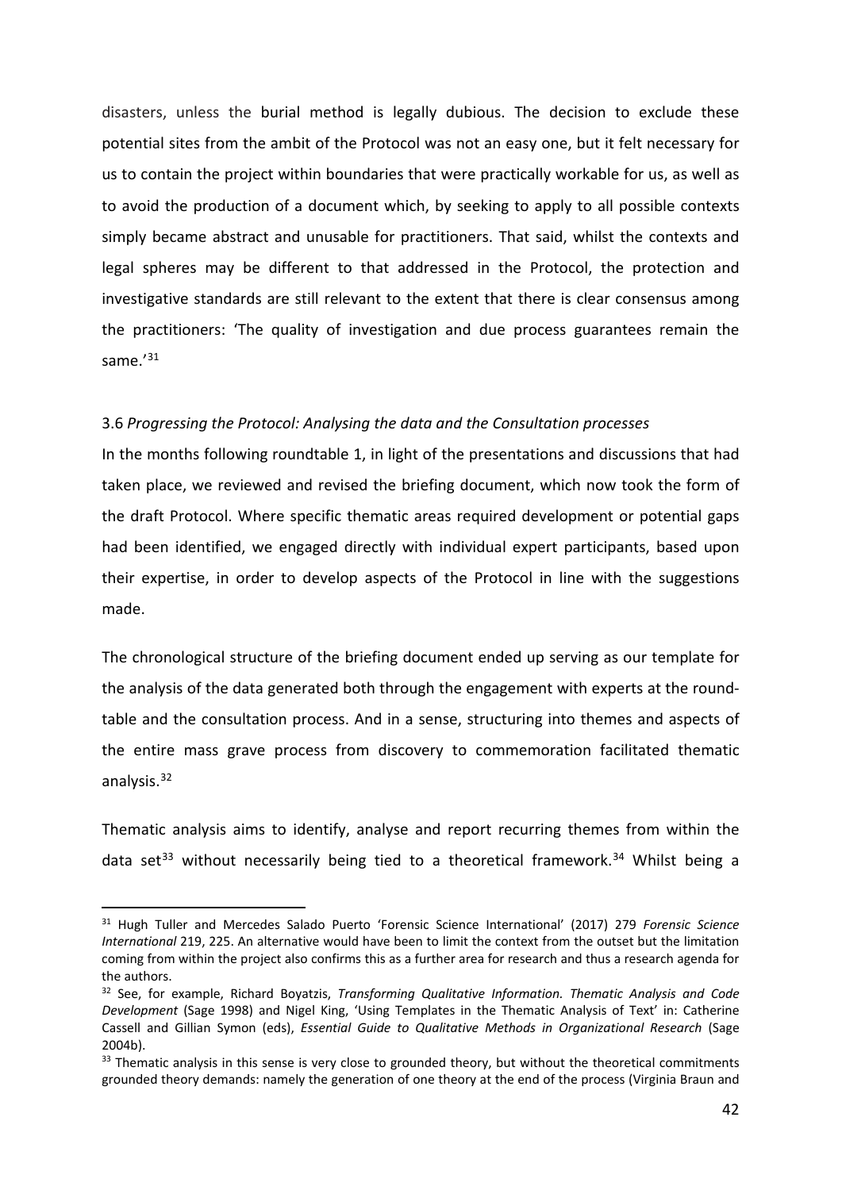disasters, unless the burial method is legally dubious. The decision to exclude these potential sites from the ambit of the Protocol was not an easy one, but it felt necessary for us to contain the project within boundaries that were practically workable for us, as well as to avoid the production of a document which, by seeking to apply to all possible contexts simply became abstract and unusable for practitioners. That said, whilst the contexts and legal spheres may be different to that addressed in the Protocol, the protection and investigative standards are still relevant to the extent that there is clear consensus among the practitioners: 'The quality of investigation and due process guarantees remain the same.'[31]

### 3.6 *Progressing the Protocol: Analysing the data and the Consultation processes*

In the months following roundtable 1, in light of the presentations and discussions that had taken place, we reviewed and revised the briefing document, which now took the form of the draft Protocol. Where specific thematic areas required development or potential gaps had been identified, we engaged directly with individual expert participants, based upon their expertise, in order to develop aspects of the Protocol in line with the suggestions made.

The chronological structure of the briefing document ended up serving as our template for the analysis of the data generated both through the engagement with experts at the round-table and the consultation process. And in a sense, structuring into themes and aspects of the entire mass grave process from discovery to commemoration facilitated thematic analysis.[32]

Thematic analysis aims to identify, analyse and report recurring themes from within the data set[33] without necessarily being tied to a theoretical framework.[34] Whilst being a

---

[31] Hugh Tuller and Mercedes Salado Puerto 'Forensic Science International' (2017) 279 *Forensic Science International* 219, 225. An alternative would have been to limit the context from the outset but the limitation coming from within the project also confirms this as a further area for research and thus a research agenda for the authors.

[32] See, for example, Richard Boyatzis, *Transforming Qualitative Information. Thematic Analysis and Code Development* (Sage 1998) and Nigel King, 'Using Templates in the Thematic Analysis of Text' in: Catherine Cassell and Gillian Symon (eds), *Essential Guide to Qualitative Methods in Organizational Research* (Sage 2004b).

[33] Thematic analysis in this sense is very close to grounded theory, but without the theoretical commitments grounded theory demands: namely the generation of one theory at the end of the process (Virginia Braun and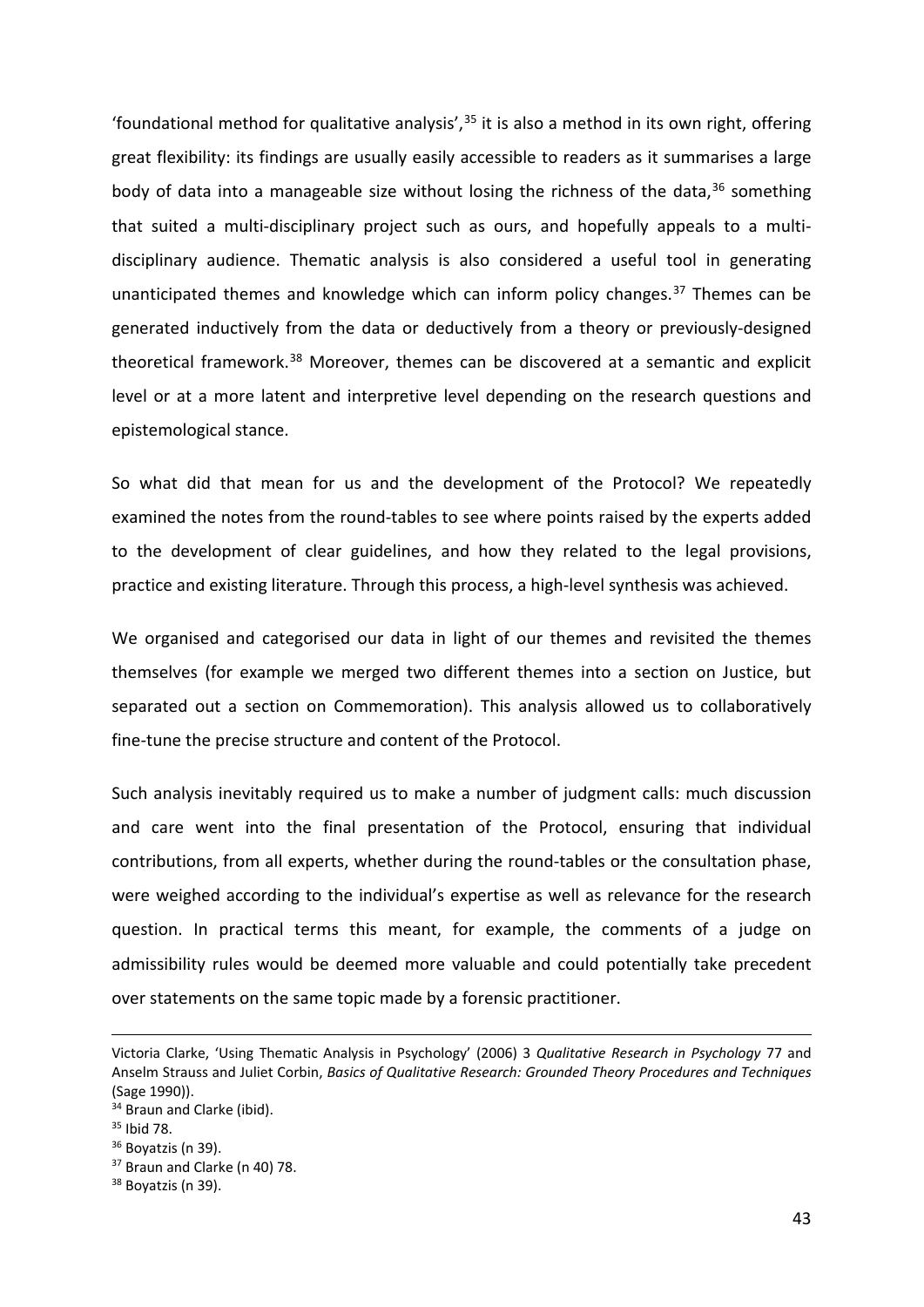'foundational method for qualitative analysis',[35] it is also a method in its own right, offering great flexibility: its findings are usually easily accessible to readers as it summarises a large body of data into a manageable size without losing the richness of the data,[36] something that suited a multi-disciplinary project such as ours, and hopefully appeals to a multi-disciplinary audience. Thematic analysis is also considered a useful tool in generating unanticipated themes and knowledge which can inform policy changes.[37] Themes can be generated inductively from the data or deductively from a theory or previously-designed theoretical framework.[38] Moreover, themes can be discovered at a semantic and explicit level or at a more latent and interpretive level depending on the research questions and epistemological stance.

So what did that mean for us and the development of the Protocol? We repeatedly examined the notes from the round-tables to see where points raised by the experts added to the development of clear guidelines, and how they related to the legal provisions, practice and existing literature. Through this process, a high-level synthesis was achieved.

We organised and categorised our data in light of our themes and revisited the themes themselves (for example we merged two different themes into a section on Justice, but separated out a section on Commemoration). This analysis allowed us to collaboratively fine-tune the precise structure and content of the Protocol.

Such analysis inevitably required us to make a number of judgment calls: much discussion and care went into the final presentation of the Protocol, ensuring that individual contributions, from all experts, whether during the round-tables or the consultation phase, were weighed according to the individual's expertise as well as relevance for the research question. In practical terms this meant, for example, the comments of a judge on admissibility rules would be deemed more valuable and could potentially take precedent over statements on the same topic made by a forensic practitioner.

---

Victoria Clarke, 'Using Thematic Analysis in Psychology' (2006) 3 *Qualitative Research in Psychology* 77 and Anselm Strauss and Juliet Corbin, *Basics of Qualitative Research: Grounded Theory Procedures and Techniques* (Sage 1990)).

[34] Braun and Clarke (ibid).

[35] Ibid 78.

[36] Boyatzis (n 39).

[37] Braun and Clarke (n 40) 78.

[38] Boyatzis (n 39).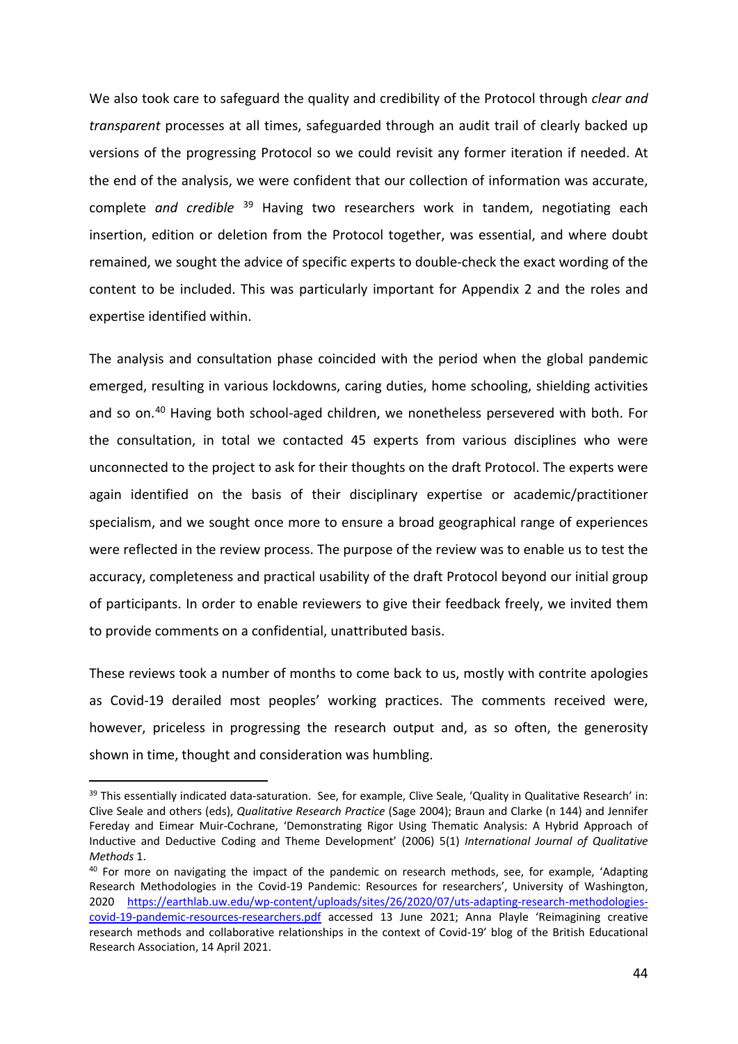We also took care to safeguard the quality and credibility of the Protocol through *clear and transparent* processes at all times, safeguarded through an audit trail of clearly backed up versions of the progressing Protocol so we could revisit any former iteration if needed. At the end of the analysis, we were confident that our collection of information was accurate, complete *and credible* [39] Having two researchers work in tandem, negotiating each insertion, edition or deletion from the Protocol together, was essential, and where doubt remained, we sought the advice of specific experts to double-check the exact wording of the content to be included. This was particularly important for Appendix 2 and the roles and expertise identified within.

The analysis and consultation phase coincided with the period when the global pandemic emerged, resulting in various lockdowns, caring duties, home schooling, shielding activities and so on.[40] Having both school-aged children, we nonetheless persevered with both. For the consultation, in total we contacted 45 experts from various disciplines who were unconnected to the project to ask for their thoughts on the draft Protocol. The experts were again identified on the basis of their disciplinary expertise or academic/practitioner specialism, and we sought once more to ensure a broad geographical range of experiences were reflected in the review process. The purpose of the review was to enable us to test the accuracy, completeness and practical usability of the draft Protocol beyond our initial group of participants. In order to enable reviewers to give their feedback freely, we invited them to provide comments on a confidential, unattributed basis.

These reviews took a number of months to come back to us, mostly with contrite apologies as Covid-19 derailed most peoples' working practices. The comments received were, however, priceless in progressing the research output and, as so often, the generosity shown in time, thought and consideration was humbling.

---

[39] This essentially indicated data-saturation. See, for example, Clive Seale, 'Quality in Qualitative Research' in: Clive Seale and others (eds), *Qualitative Research Practice* (Sage 2004); Braun and Clarke (n 144) and Jennifer Fereday and Eimear Muir-Cochrane, 'Demonstrating Rigor Using Thematic Analysis: A Hybrid Approach of Inductive and Deductive Coding and Theme Development' (2006) 5(1) *International Journal of Qualitative Methods* 1.

[40] For more on navigating the impact of the pandemic on research methods, see, for example, 'Adapting Research Methodologies in the Covid-19 Pandemic: Resources for researchers', University of Washington, 2020 https://earthlab.uw.edu/wp-content/uploads/sites/26/2020/07/uts-adapting-research-methodologies-covid-19-pandemic-resources-researchers.pdf accessed 13 June 2021; Anna Playle 'Reimagining creative research methods and collaborative relationships in the context of Covid-19' blog of the British Educational Research Association, 14 April 2021.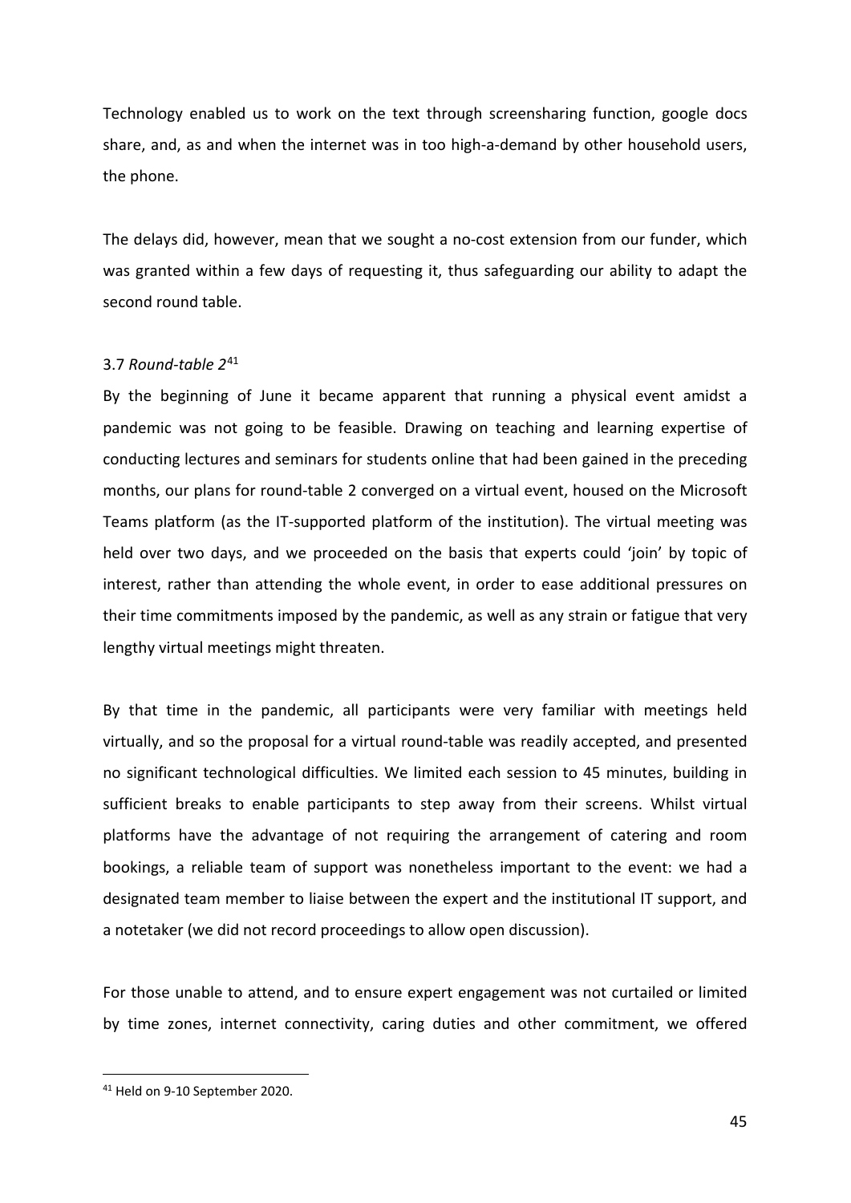Technology enabled us to work on the text through screensharing function, google docs share, and, as and when the internet was in too high-a-demand by other household users, the phone.

The delays did, however, mean that we sought a no-cost extension from our funder, which was granted within a few days of requesting it, thus safeguarding our ability to adapt the second round table.

### 3.7 *Round-table 2*[41]

By the beginning of June it became apparent that running a physical event amidst a pandemic was not going to be feasible. Drawing on teaching and learning expertise of conducting lectures and seminars for students online that had been gained in the preceding months, our plans for round-table 2 converged on a virtual event, housed on the Microsoft Teams platform (as the IT-supported platform of the institution). The virtual meeting was held over two days, and we proceeded on the basis that experts could 'join' by topic of interest, rather than attending the whole event, in order to ease additional pressures on their time commitments imposed by the pandemic, as well as any strain or fatigue that very lengthy virtual meetings might threaten.

By that time in the pandemic, all participants were very familiar with meetings held virtually, and so the proposal for a virtual round-table was readily accepted, and presented no significant technological difficulties. We limited each session to 45 minutes, building in sufficient breaks to enable participants to step away from their screens. Whilst virtual platforms have the advantage of not requiring the arrangement of catering and room bookings, a reliable team of support was nonetheless important to the event: we had a designated team member to liaise between the expert and the institutional IT support, and a notetaker (we did not record proceedings to allow open discussion).

For those unable to attend, and to ensure expert engagement was not curtailed or limited by time zones, internet connectivity, caring duties and other commitment, we offered

[41] Held on 9-10 September 2020.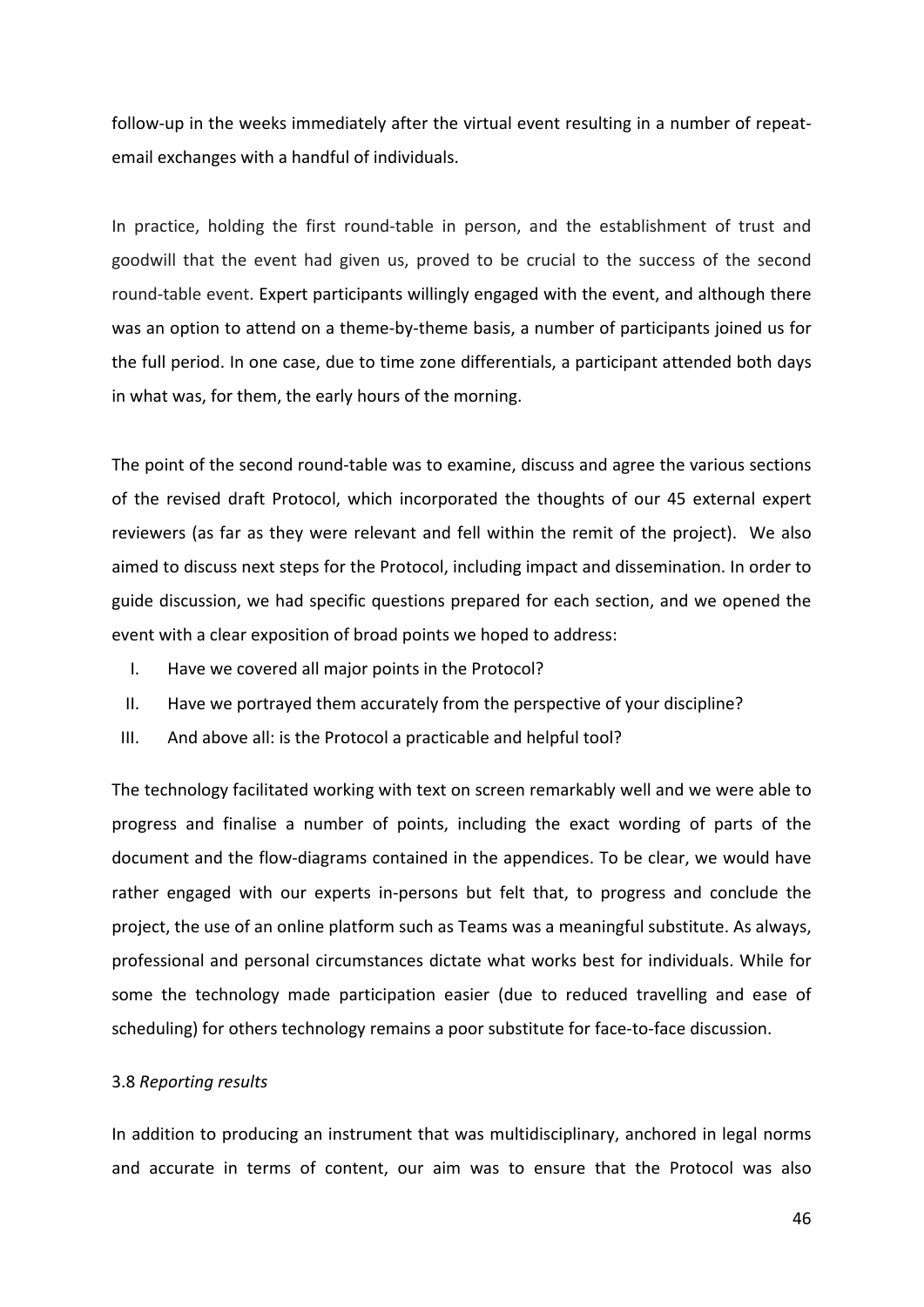follow-up in the weeks immediately after the virtual event resulting in a number of repeat-email exchanges with a handful of individuals.

In practice, holding the first round-table in person, and the establishment of trust and goodwill that the event had given us, proved to be crucial to the success of the second round-table event. Expert participants willingly engaged with the event, and although there was an option to attend on a theme-by-theme basis, a number of participants joined us for the full period. In one case, due to time zone differentials, a participant attended both days in what was, for them, the early hours of the morning.

The point of the second round-table was to examine, discuss and agree the various sections of the revised draft Protocol, which incorporated the thoughts of our 45 external expert reviewers (as far as they were relevant and fell within the remit of the project). We also aimed to discuss next steps for the Protocol, including impact and dissemination. In order to guide discussion, we had specific questions prepared for each section, and we opened the event with a clear exposition of broad points we hoped to address:

I. Have we covered all major points in the Protocol?
II. Have we portrayed them accurately from the perspective of your discipline?
III. And above all: is the Protocol a practicable and helpful tool?

The technology facilitated working with text on screen remarkably well and we were able to progress and finalise a number of points, including the exact wording of parts of the document and the flow-diagrams contained in the appendices. To be clear, we would have rather engaged with our experts in-persons but felt that, to progress and conclude the project, the use of an online platform such as Teams was a meaningful substitute. As always, professional and personal circumstances dictate what works best for individuals. While for some the technology made participation easier (due to reduced travelling and ease of scheduling) for others technology remains a poor substitute for face-to-face discussion.

### 3.8 *Reporting results*

In addition to producing an instrument that was multidisciplinary, anchored in legal norms and accurate in terms of content, our aim was to ensure that the Protocol was also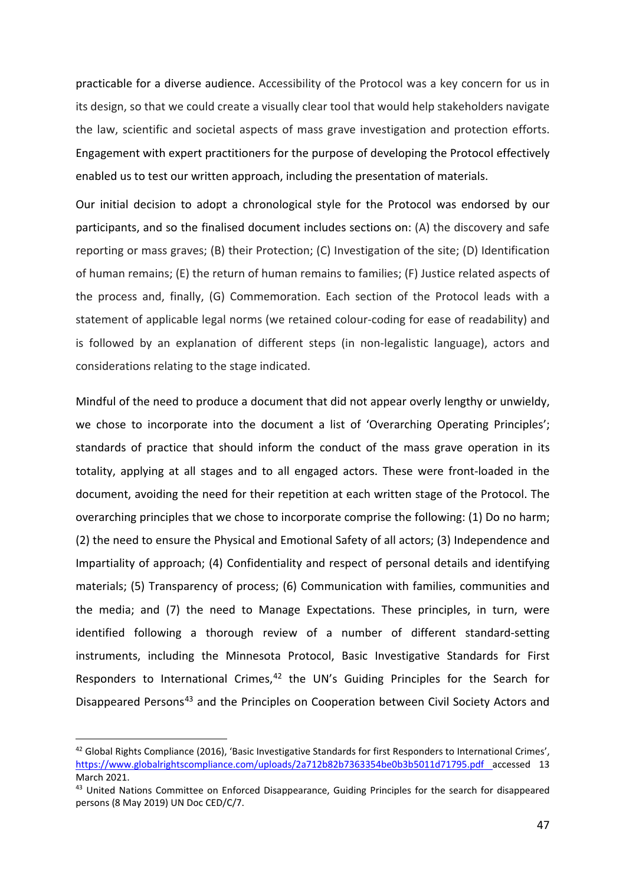practicable for a diverse audience. Accessibility of the Protocol was a key concern for us in its design, so that we could create a visually clear tool that would help stakeholders navigate the law, scientific and societal aspects of mass grave investigation and protection efforts. Engagement with expert practitioners for the purpose of developing the Protocol effectively enabled us to test our written approach, including the presentation of materials.

Our initial decision to adopt a chronological style for the Protocol was endorsed by our participants, and so the finalised document includes sections on: (A) the discovery and safe reporting or mass graves; (B) their Protection; (C) Investigation of the site; (D) Identification of human remains; (E) the return of human remains to families; (F) Justice related aspects of the process and, finally, (G) Commemoration. Each section of the Protocol leads with a statement of applicable legal norms (we retained colour-coding for ease of readability) and is followed by an explanation of different steps (in non-legalistic language), actors and considerations relating to the stage indicated.

Mindful of the need to produce a document that did not appear overly lengthy or unwieldy, we chose to incorporate into the document a list of 'Overarching Operating Principles'; standards of practice that should inform the conduct of the mass grave operation in its totality, applying at all stages and to all engaged actors. These were front-loaded in the document, avoiding the need for their repetition at each written stage of the Protocol. The overarching principles that we chose to incorporate comprise the following: (1) Do no harm; (2) the need to ensure the Physical and Emotional Safety of all actors; (3) Independence and Impartiality of approach; (4) Confidentiality and respect of personal details and identifying materials; (5) Transparency of process; (6) Communication with families, communities and the media; and (7) the need to Manage Expectations. These principles, in turn, were identified following a thorough review of a number of different standard-setting instruments, including the Minnesota Protocol, Basic Investigative Standards for First Responders to International Crimes,[42] the UN's Guiding Principles for the Search for Disappeared Persons[43] and the Principles on Cooperation between Civil Society Actors and

---

[42] Global Rights Compliance (2016), 'Basic Investigative Standards for first Responders to International Crimes', https://www.globalrightscompliance.com/uploads/2a712b82b7363354be0b3b5011d71795.pdf accessed 13 March 2021.

[43] United Nations Committee on Enforced Disappearance, Guiding Principles for the search for disappeared persons (8 May 2019) UN Doc CED/C/7.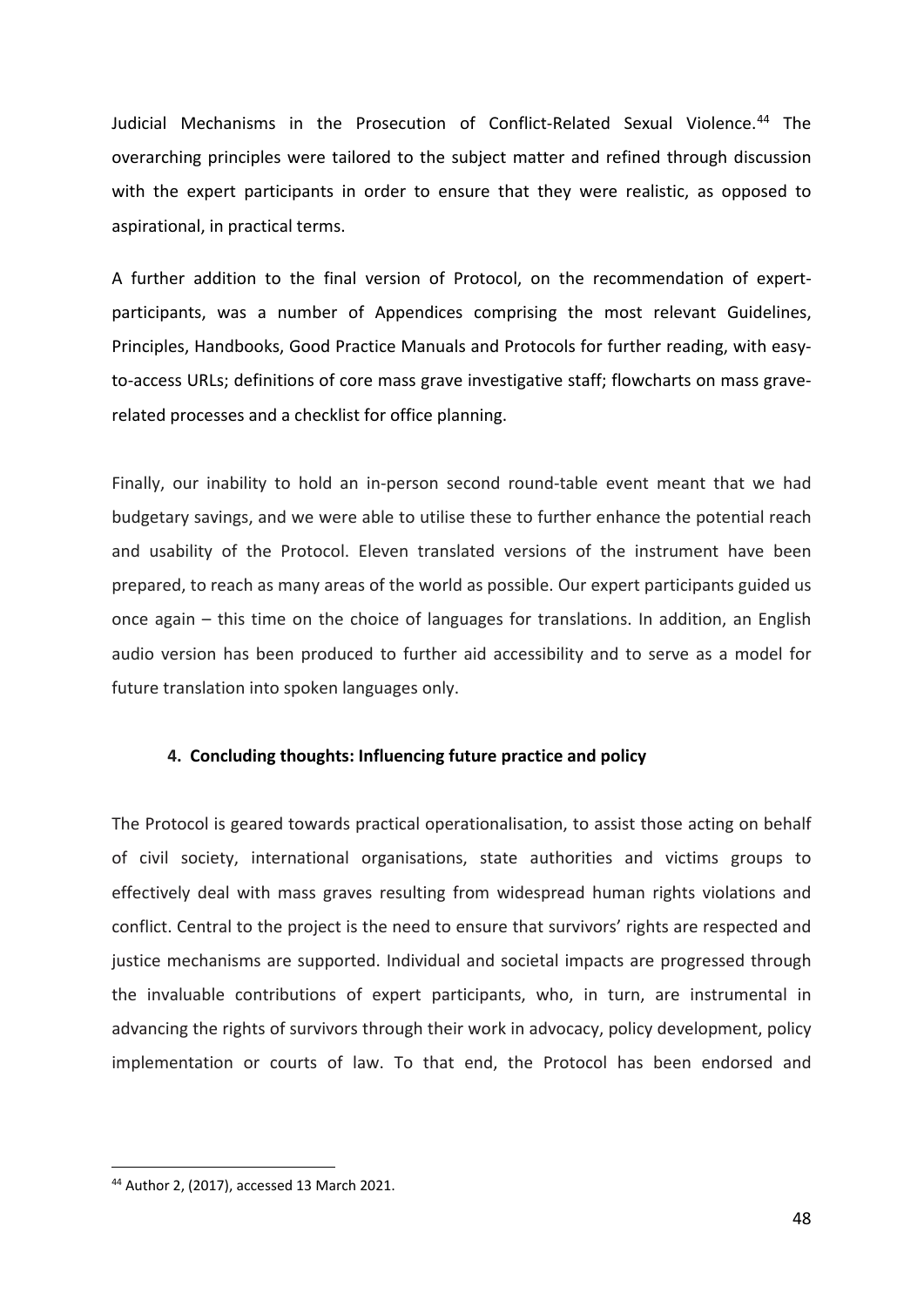Judicial Mechanisms in the Prosecution of Conflict-Related Sexual Violence.[44] The overarching principles were tailored to the subject matter and refined through discussion with the expert participants in order to ensure that they were realistic, as opposed to aspirational, in practical terms.

A further addition to the final version of Protocol, on the recommendation of expert-participants, was a number of Appendices comprising the most relevant Guidelines, Principles, Handbooks, Good Practice Manuals and Protocols for further reading, with easy-to-access URLs; definitions of core mass grave investigative staff; flowcharts on mass grave-related processes and a checklist for office planning.

Finally, our inability to hold an in-person second round-table event meant that we had budgetary savings, and we were able to utilise these to further enhance the potential reach and usability of the Protocol. Eleven translated versions of the instrument have been prepared, to reach as many areas of the world as possible. Our expert participants guided us once again – this time on the choice of languages for translations. In addition, an English audio version has been produced to further aid accessibility and to serve as a model for future translation into spoken languages only.

### 4. Concluding thoughts: Influencing future practice and policy

The Protocol is geared towards practical operationalisation, to assist those acting on behalf of civil society, international organisations, state authorities and victims groups to effectively deal with mass graves resulting from widespread human rights violations and conflict. Central to the project is the need to ensure that survivors' rights are respected and justice mechanisms are supported. Individual and societal impacts are progressed through the invaluable contributions of expert participants, who, in turn, are instrumental in advancing the rights of survivors through their work in advocacy, policy development, policy implementation or courts of law. To that end, the Protocol has been endorsed and

[44] Author 2, (2017), accessed 13 March 2021.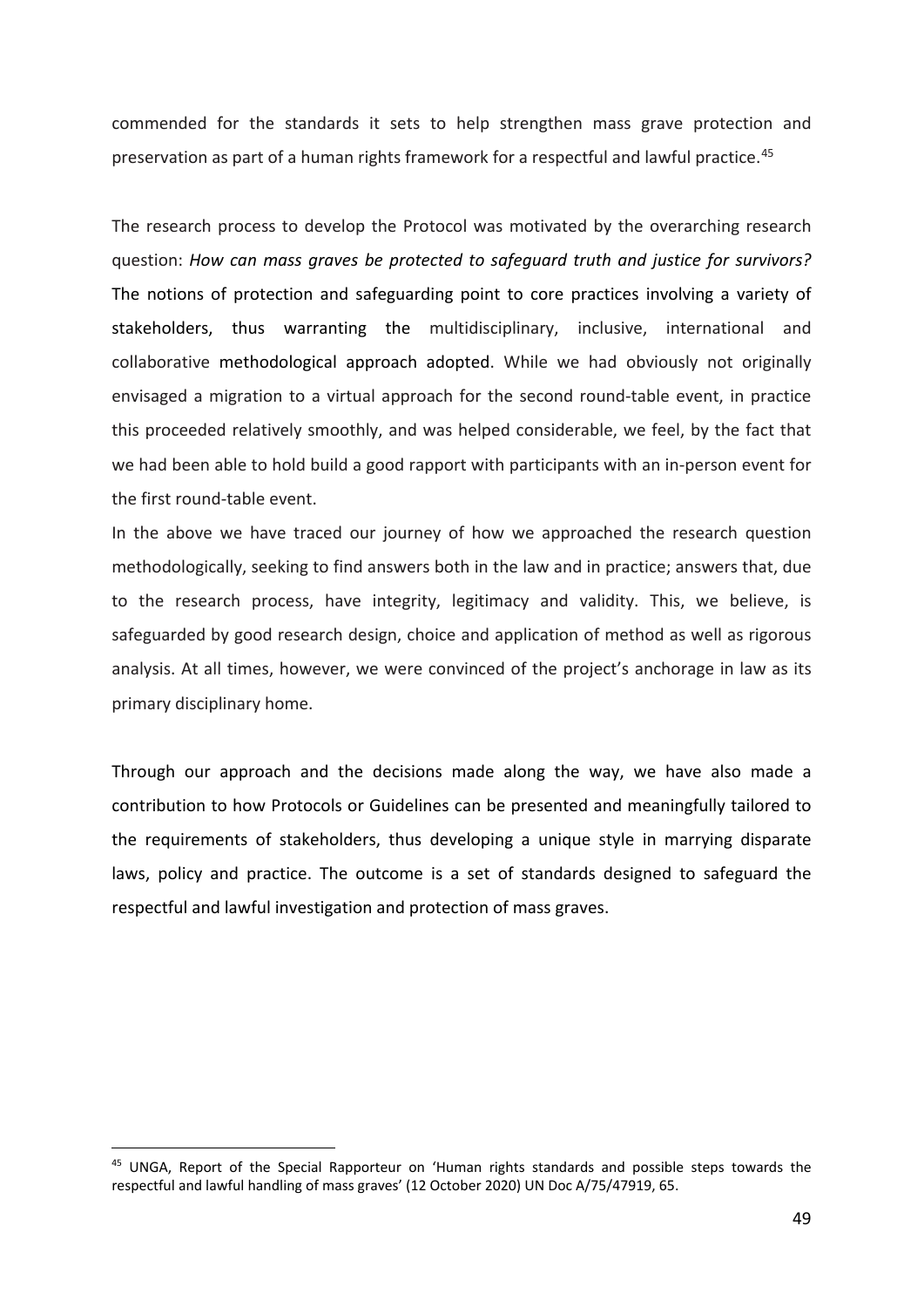commended for the standards it sets to help strengthen mass grave protection and preservation as part of a human rights framework for a respectful and lawful practice.[45]

The research process to develop the Protocol was motivated by the overarching research question: *How can mass graves be protected to safeguard truth and justice for survivors?* The notions of protection and safeguarding point to core practices involving a variety of stakeholders, thus warranting the multidisciplinary, inclusive, international and collaborative methodological approach adopted. While we had obviously not originally envisaged a migration to a virtual approach for the second round-table event, in practice this proceeded relatively smoothly, and was helped considerable, we feel, by the fact that we had been able to hold build a good rapport with participants with an in-person event for the first round-table event.

In the above we have traced our journey of how we approached the research question methodologically, seeking to find answers both in the law and in practice; answers that, due to the research process, have integrity, legitimacy and validity. This, we believe, is safeguarded by good research design, choice and application of method as well as rigorous analysis. At all times, however, we were convinced of the project's anchorage in law as its primary disciplinary home.

Through our approach and the decisions made along the way, we have also made a contribution to how Protocols or Guidelines can be presented and meaningfully tailored to the requirements of stakeholders, thus developing a unique style in marrying disparate laws, policy and practice. The outcome is a set of standards designed to safeguard the respectful and lawful investigation and protection of mass graves.

---

[45] UNGA, Report of the Special Rapporteur on 'Human rights standards and possible steps towards the respectful and lawful handling of mass graves' (12 October 2020) UN Doc A/75/47919, 65.